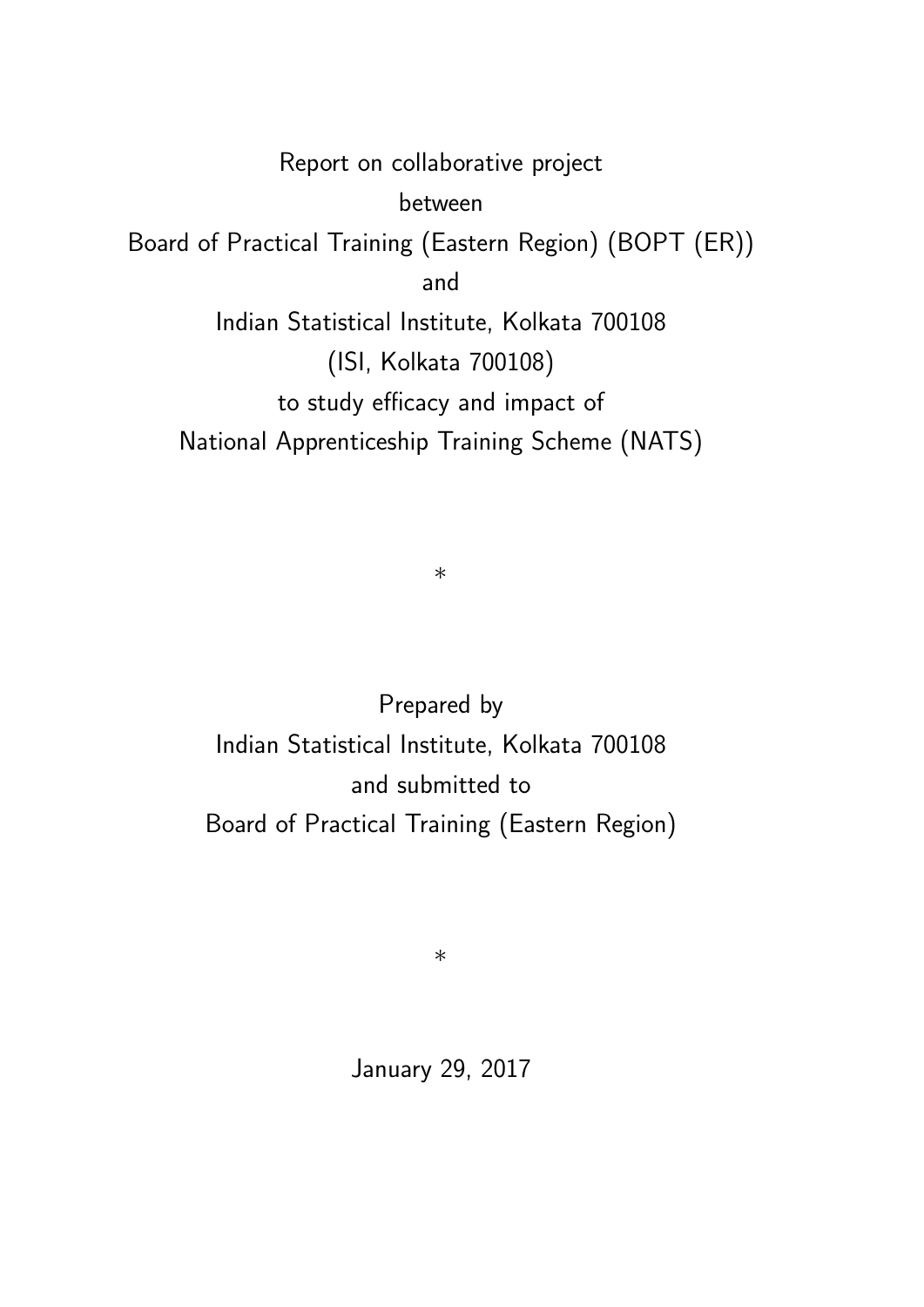Report on collaborative project

between

Board of Practical Training (Eastern Region) (BOPT (ER))

and

Indian Statistical Institute, Kolkata 700108

(ISI, Kolkata 700108)

to study efficacy and impact of

National Apprenticeship Training Scheme (NATS)

*

Prepared by

Indian Statistical Institute, Kolkata 700108

and submitted to

Board of Practical Training (Eastern Region)

*

January 29, 2017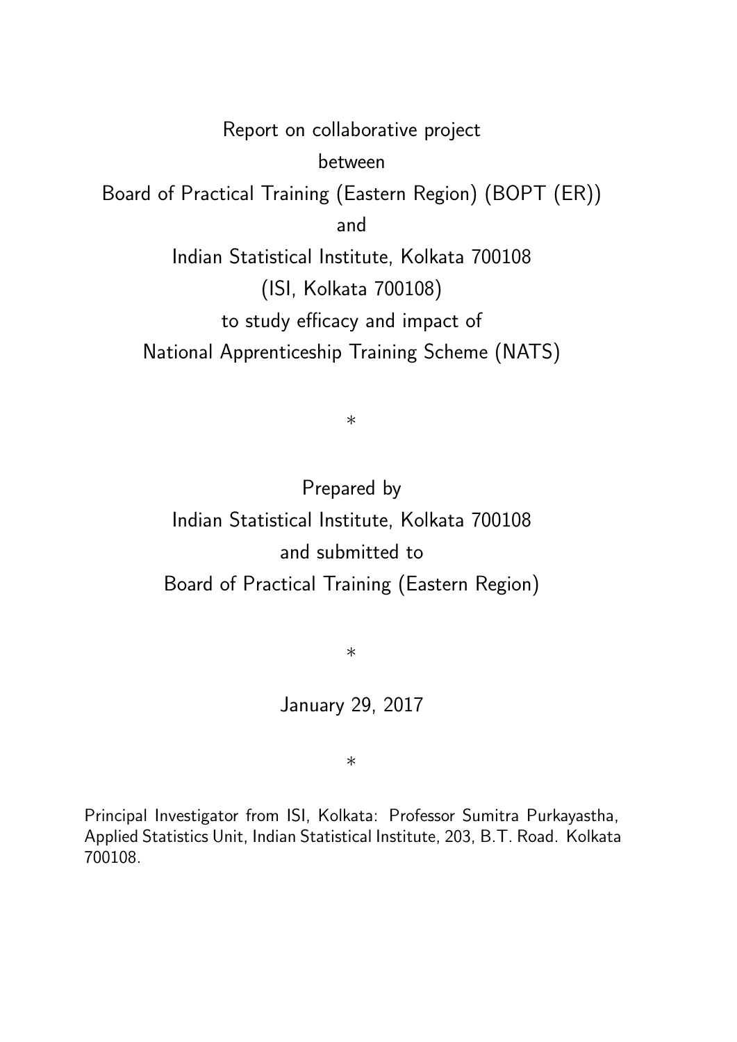Report on collaborative project

between

Board of Practical Training (Eastern Region) (BOPT (ER))

and

Indian Statistical Institute, Kolkata 700108

(ISI, Kolkata 700108)

to study efficacy and impact of

National Apprenticeship Training Scheme (NATS)

*

Prepared by

Indian Statistical Institute, Kolkata 700108

and submitted to

Board of Practical Training (Eastern Region)

*

January 29, 2017

*

Principal Investigator from ISI, Kolkata: Professor Sumitra Purkayastha, Applied Statistics Unit, Indian Statistical Institute, 203, B.T. Road. Kolkata 700108.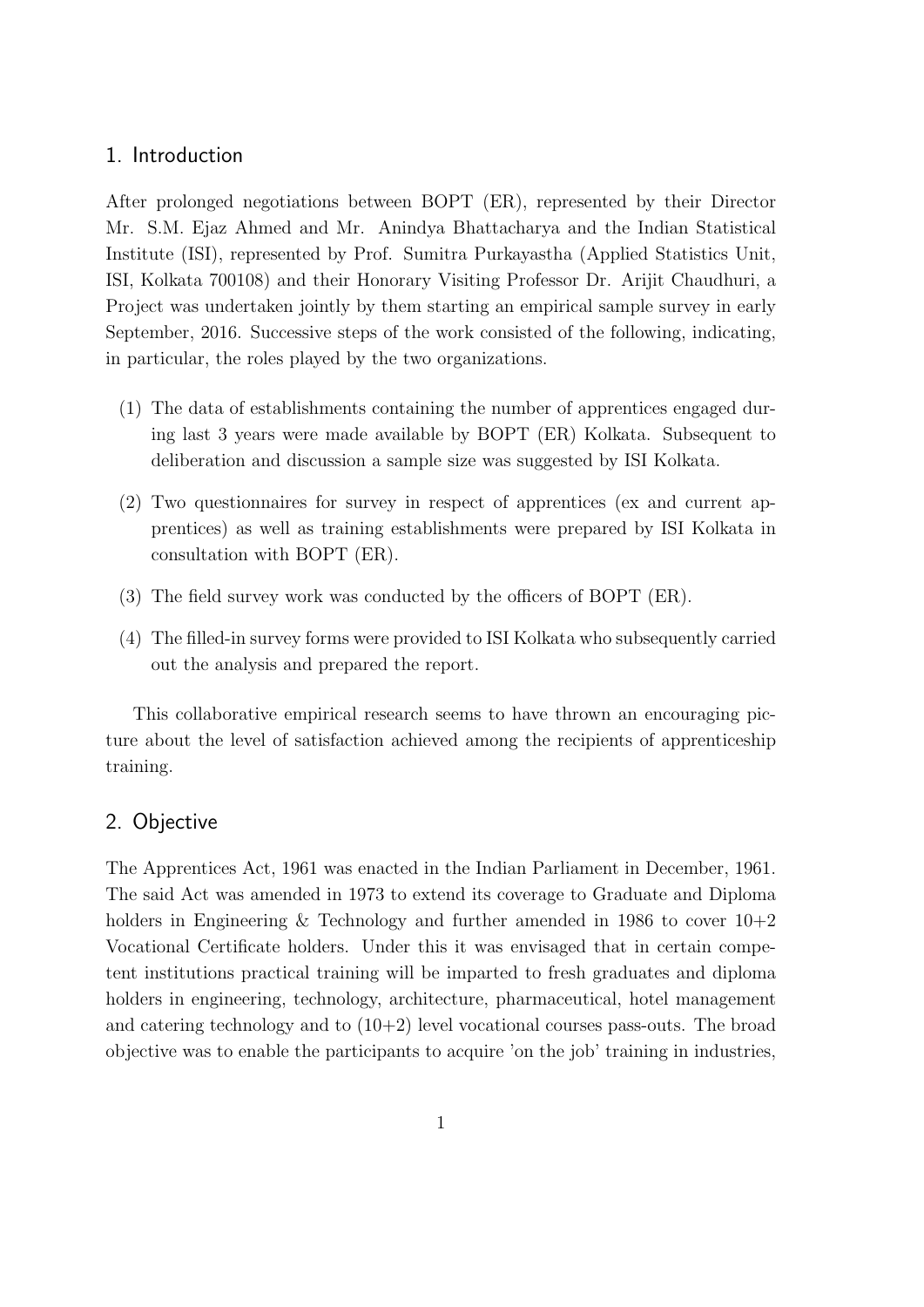## 1. Introduction

After prolonged negotiations between BOPT (ER), represented by their Director Mr. S.M. Ejaz Ahmed and Mr. Anindya Bhattacharya and the Indian Statistical Institute (ISI), represented by Prof. Sumitra Purkayastha (Applied Statistics Unit, ISI, Kolkata 700108) and their Honorary Visiting Professor Dr. Arijit Chaudhuri, a Project was undertaken jointly by them starting an empirical sample survey in early September, 2016. Successive steps of the work consisted of the following, indicating, in particular, the roles played by the two organizations.

(1) The data of establishments containing the number of apprentices engaged during last 3 years were made available by BOPT (ER) Kolkata. Subsequent to deliberation and discussion a sample size was suggested by ISI Kolkata.

(2) Two questionnaires for survey in respect of apprentices (ex and current apprentices) as well as training establishments were prepared by ISI Kolkata in consultation with BOPT (ER).

(3) The field survey work was conducted by the officers of BOPT (ER).

(4) The filled-in survey forms were provided to ISI Kolkata who subsequently carried out the analysis and prepared the report.

This collaborative empirical research seems to have thrown an encouraging picture about the level of satisfaction achieved among the recipients of apprenticeship training.

## 2. Objective

The Apprentices Act, 1961 was enacted in the Indian Parliament in December, 1961. The said Act was amended in 1973 to extend its coverage to Graduate and Diploma holders in Engineering & Technology and further amended in 1986 to cover 10+2 Vocational Certificate holders. Under this it was envisaged that in certain competent institutions practical training will be imparted to fresh graduates and diploma holders in engineering, technology, architecture, pharmaceutical, hotel management and catering technology and to (10+2) level vocational courses pass-outs. The broad objective was to enable the participants to acquire 'on the job' training in industries,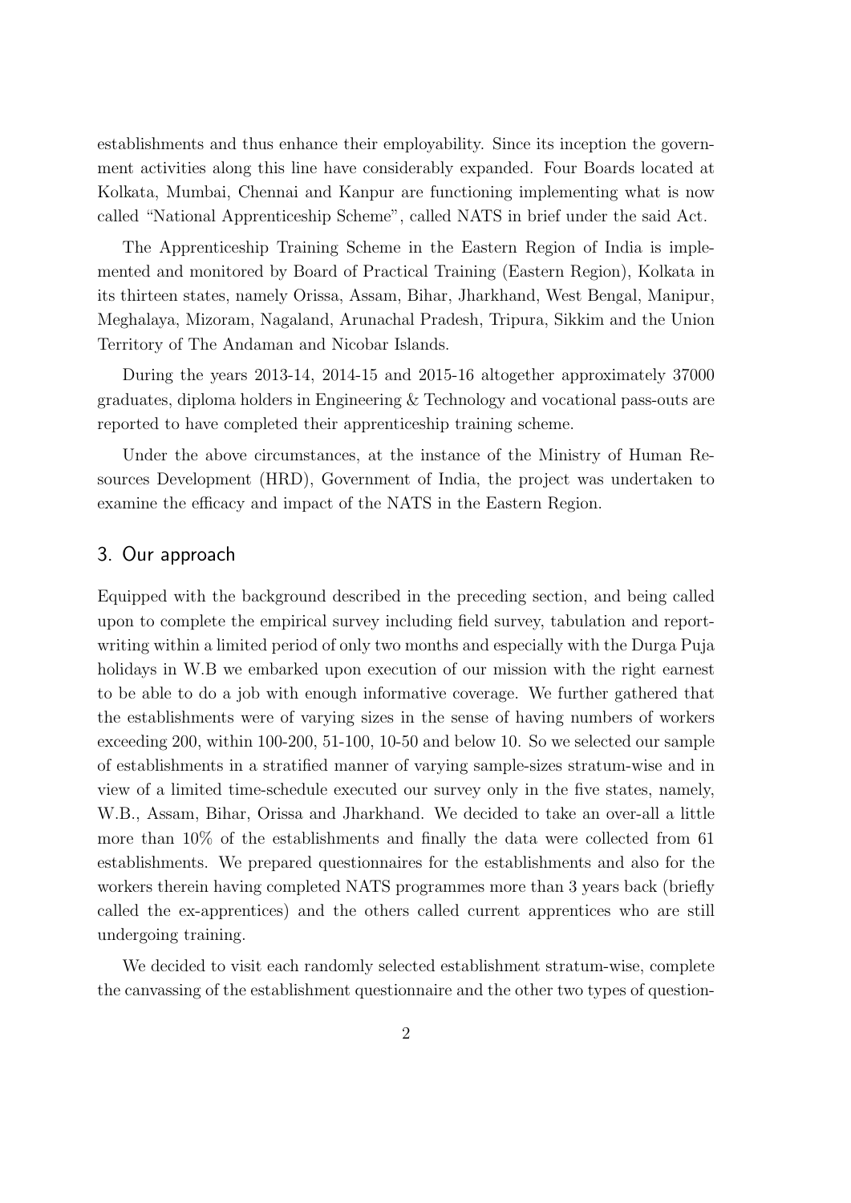establishments and thus enhance their employability. Since its inception the government activities along this line have considerably expanded. Four Boards located at Kolkata, Mumbai, Chennai and Kanpur are functioning implementing what is now called "National Apprenticeship Scheme", called NATS in brief under the said Act.

The Apprenticeship Training Scheme in the Eastern Region of India is implemented and monitored by Board of Practical Training (Eastern Region), Kolkata in its thirteen states, namely Orissa, Assam, Bihar, Jharkhand, West Bengal, Manipur, Meghalaya, Mizoram, Nagaland, Arunachal Pradesh, Tripura, Sikkim and the Union Territory of The Andaman and Nicobar Islands.

During the years 2013-14, 2014-15 and 2015-16 altogether approximately 37000 graduates, diploma holders in Engineering & Technology and vocational pass-outs are reported to have completed their apprenticeship training scheme.

Under the above circumstances, at the instance of the Ministry of Human Resources Development (HRD), Government of India, the project was undertaken to examine the efficacy and impact of the NATS in the Eastern Region.

## 3. Our approach

Equipped with the background described in the preceding section, and being called upon to complete the empirical survey including field survey, tabulation and report-writing within a limited period of only two months and especially with the Durga Puja holidays in W.B we embarked upon execution of our mission with the right earnest to be able to do a job with enough informative coverage. We further gathered that the establishments were of varying sizes in the sense of having numbers of workers exceeding 200, within 100-200, 51-100, 10-50 and below 10. So we selected our sample of establishments in a stratified manner of varying sample-sizes stratum-wise and in view of a limited time-schedule executed our survey only in the five states, namely, W.B., Assam, Bihar, Orissa and Jharkhand. We decided to take an over-all a little more than 10% of the establishments and finally the data were collected from 61 establishments. We prepared questionnaires for the establishments and also for the workers therein having completed NATS programmes more than 3 years back (briefly called the ex-apprentices) and the others called current apprentices who are still undergoing training.

We decided to visit each randomly selected establishment stratum-wise, complete the canvassing of the establishment questionnaire and the other two types of question-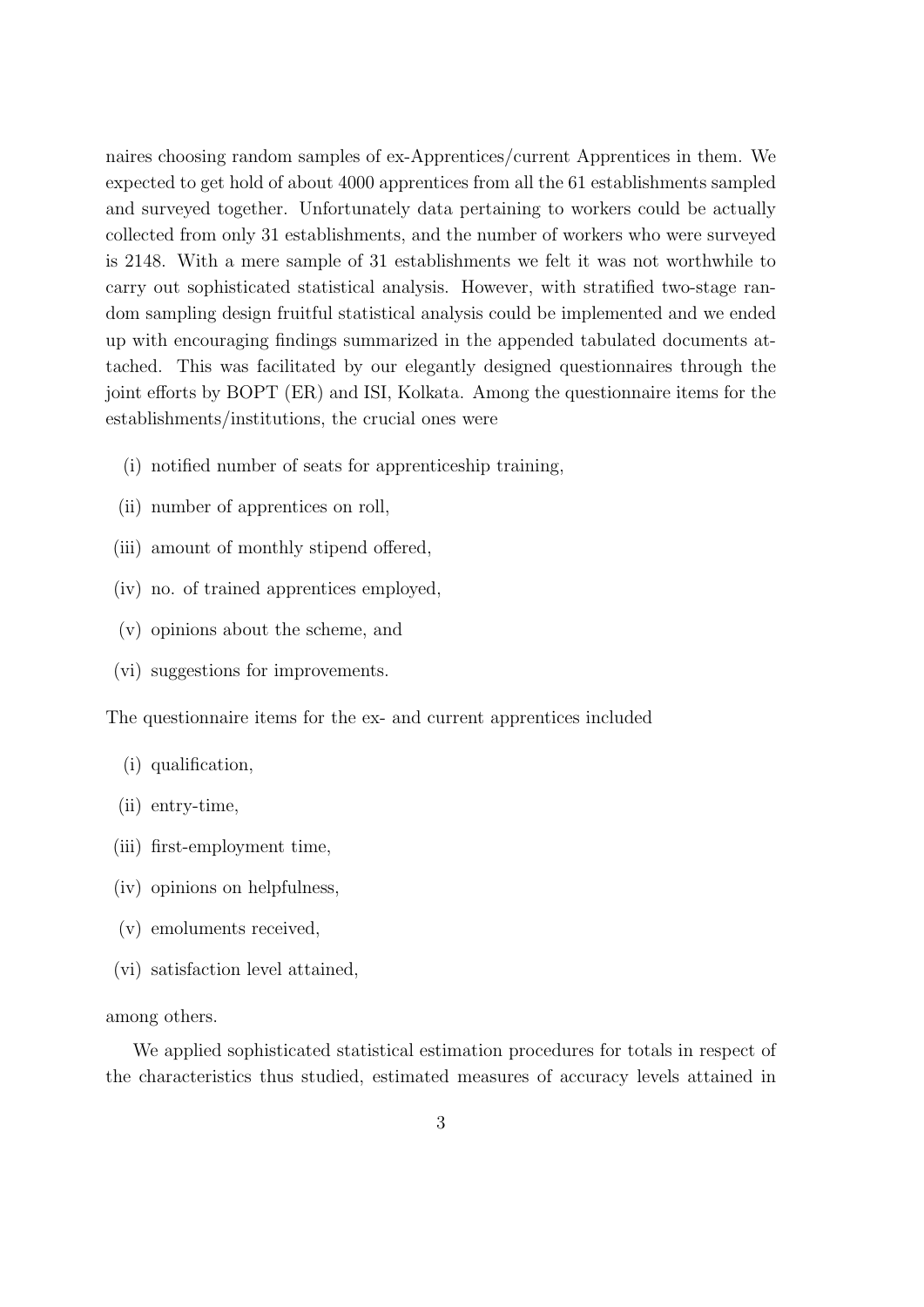naires choosing random samples of ex-Apprentices/current Apprentices in them. We expected to get hold of about 4000 apprentices from all the 61 establishments sampled and surveyed together. Unfortunately data pertaining to workers could be actually collected from only 31 establishments, and the number of workers who were surveyed is 2148. With a mere sample of 31 establishments we felt it was not worthwhile to carry out sophisticated statistical analysis. However, with stratified two-stage random sampling design fruitful statistical analysis could be implemented and we ended up with encouraging findings summarized in the appended tabulated documents attached. This was facilitated by our elegantly designed questionnaires through the joint efforts by BOPT (ER) and ISI, Kolkata. Among the questionnaire items for the establishments/institutions, the crucial ones were

(i) notified number of seats for apprenticeship training,

(ii) number of apprentices on roll,

(iii) amount of monthly stipend offered,

(iv) no. of trained apprentices employed,

(v) opinions about the scheme, and

(vi) suggestions for improvements.

The questionnaire items for the ex- and current apprentices included

(i) qualification,

(ii) entry-time,

(iii) first-employment time,

(iv) opinions on helpfulness,

(v) emoluments received,

(vi) satisfaction level attained,

among others.

We applied sophisticated statistical estimation procedures for totals in respect of the characteristics thus studied, estimated measures of accuracy levels attained in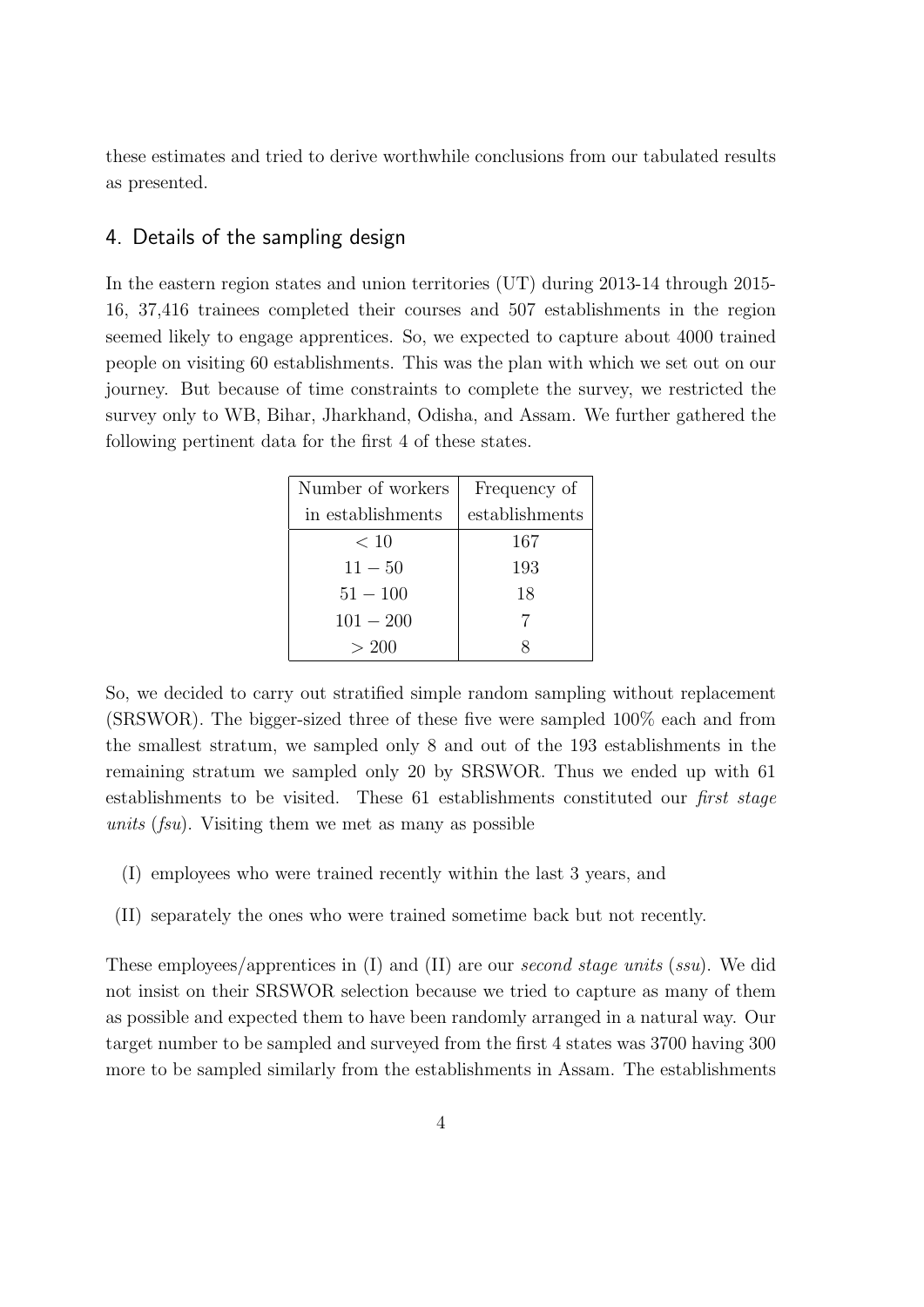these estimates and tried to derive worthwhile conclusions from our tabulated results as presented.

## 4. Details of the sampling design

In the eastern region states and union territories (UT) during 2013-14 through 2015-16, 37,416 trainees completed their courses and 507 establishments in the region seemed likely to engage apprentices. So, we expected to capture about 4000 trained people on visiting 60 establishments. This was the plan with which we set out on our journey. But because of time constraints to complete the survey, we restricted the survey only to WB, Bihar, Jharkhand, Odisha, and Assam. We further gathered the following pertinent data for the first 4 of these states.

| Number of workers in establishments | Frequency of establishments |
|---|---|
| $< 10$ | 167 |
| $11 - 50$ | 193 |
| $51 - 100$ | 18 |
| $101 - 200$ | 7 |
| $> 200$ | 8 |

So, we decided to carry out stratified simple random sampling without replacement (SRSWOR). The bigger-sized three of these five were sampled 100% each and from the smallest stratum, we sampled only 8 and out of the 193 establishments in the remaining stratum we sampled only 20 by SRSWOR. Thus we ended up with 61 establishments to be visited. These 61 establishments constituted our *first stage units* (*fsu*). Visiting them we met as many as possible

(I) employees who were trained recently within the last 3 years, and

(II) separately the ones who were trained sometime back but not recently.

These employees/apprentices in (I) and (II) are our *second stage units* (*ssu*). We did not insist on their SRSWOR selection because we tried to capture as many of them as possible and expected them to have been randomly arranged in a natural way. Our target number to be sampled and surveyed from the first 4 states was 3700 having 300 more to be sampled similarly from the establishments in Assam. The establishments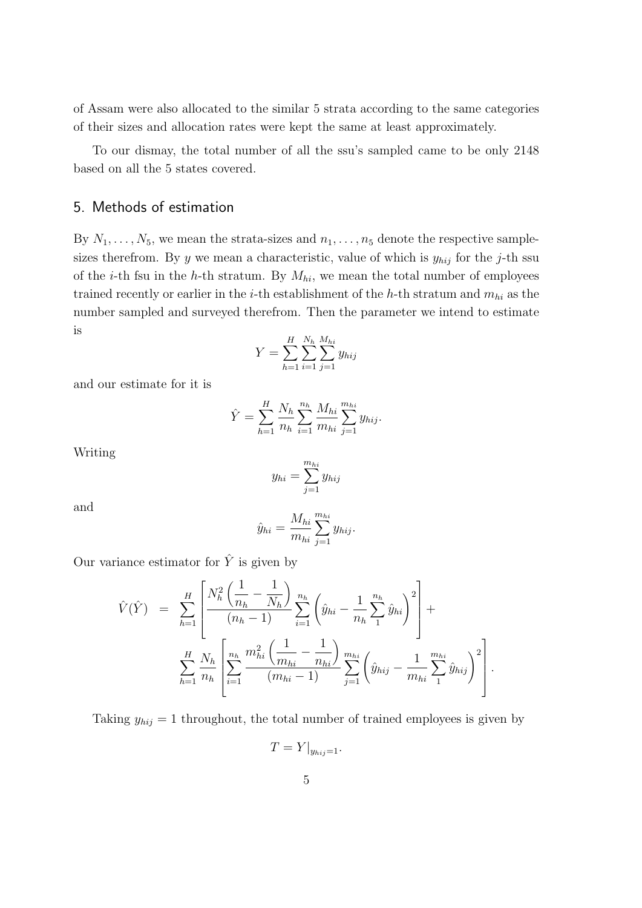of Assam were also allocated to the similar 5 strata according to the same categories of their sizes and allocation rates were kept the same at least approximately.

To our dismay, the total number of all the ssu's sampled came to be only 2148 based on all the 5 states covered.

## 5. Methods of estimation

By $N_1, \ldots, N_5$, we mean the strata-sizes and $n_1, \ldots, n_5$ denote the respective sample-sizes therefrom. By $y$ we mean a characteristic, value of which is $y_{hij}$ for the $j$-th ssu of the $i$-th fsu in the $h$-th stratum. By $M_{hi}$, we mean the total number of employees trained recently or earlier in the $i$-th establishment of the $h$-th stratum and $m_{hi}$ as the number sampled and surveyed therefrom. Then the parameter we intend to estimate is

$$Y = \sum_{h=1}^{H} \sum_{i=1}^{N_h} \sum_{j=1}^{M_{hi}} y_{hij}$$

and our estimate for it is

$$\hat{Y} = \sum_{h=1}^{H} \frac{N_h}{n_h} \sum_{i=1}^{n_h} \frac{M_{hi}}{m_{hi}} \sum_{j=1}^{m_{hi}} y_{hij}.$$

Writing

$$y_{hi} = \sum_{j=1}^{m_{hi}} y_{hij}$$

and

$$\hat{y}_{hi} = \frac{M_{hi}}{m_{hi}} \sum_{j=1}^{m_{hi}} y_{hij}.$$

Our variance estimator for $\hat{Y}$ is given by

$$\begin{aligned} \hat{V}(\hat{Y}) &= \sum_{h=1}^{H} \left[ \frac{N_h^2 \left( \dfrac{1}{n_h} - \dfrac{1}{N_h} \right)}{(n_h - 1)} \sum_{i=1}^{n_h} \left( \hat{y}_{hi} - \frac{1}{n_h} \sum_{1}^{n_h} \hat{y}_{hi} \right)^2 \right] + \\ & \sum_{h=1}^{H} \frac{N_h}{n_h} \left[ \sum_{i=1}^{n_h} \frac{m_{hi}^2 \left( \dfrac{1}{m_{hi}} - \dfrac{1}{n_{hi}} \right)}{(m_{hi} - 1)} \sum_{j=1}^{m_{hi}} \left( \hat{y}_{hij} - \frac{1}{m_{hi}} \sum_{1}^{m_{hi}} \hat{y}_{hij} \right)^2 \right]. \end{aligned}$$

Taking $y_{hij} = 1$ throughout, the total number of trained employees is given by

$$T = Y|_{y_{hij}=1}.$$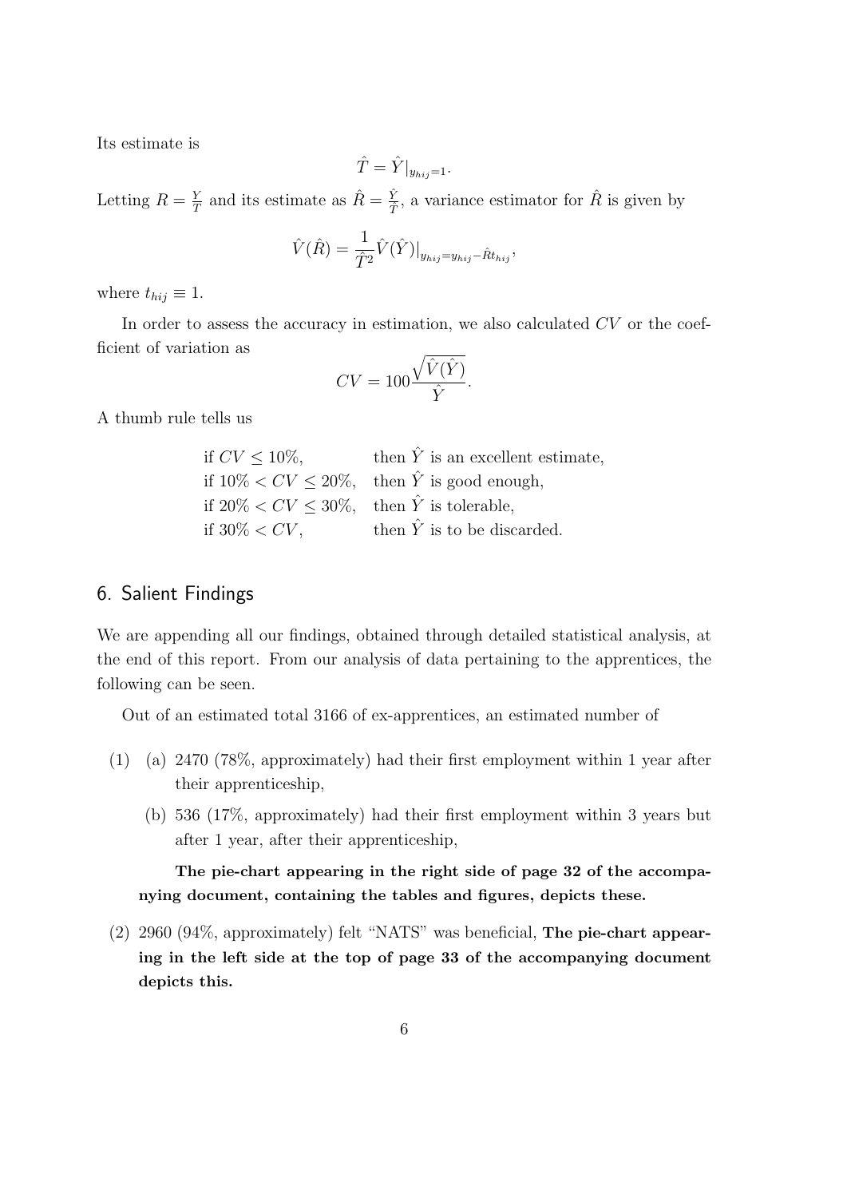Its estimate is

$$\hat{T} = \hat{Y}|_{y_{hij}=1}.$$

Letting $R = \frac{Y}{T}$ and its estimate as $\hat{R} = \frac{\hat{Y}}{\hat{T}}$, a variance estimator for $\hat{R}$ is given by

$$\hat{V}(\hat{R}) = \frac{1}{\hat{T}^2}\hat{V}(\hat{Y})|_{y_{hij}=y_{hij}-\hat{R}t_{hij}},$$

where $t_{hij} \equiv 1$.

In order to assess the accuracy in estimation, we also calculated $CV$ or the coefficient of variation as

$$CV = 100\frac{\sqrt{\hat{V}(\hat{Y})}}{\hat{Y}}.$$

A thumb rule tells us

| | |
|---|---|
| if $CV \leq 10\%$, | then $\hat{Y}$ is an excellent estimate, |
| if $10\% < CV \leq 20\%$, | then $\hat{Y}$ is good enough, |
| if $20\% < CV \leq 30\%$, | then $\hat{Y}$ is tolerable, |
| if $30\% < CV$, | then $\hat{Y}$ is to be discarded. |

## 6. Salient Findings

We are appending all our findings, obtained through detailed statistical analysis, at the end of this report. From our analysis of data pertaining to the apprentices, the following can be seen.

Out of an estimated total 3166 of ex-apprentices, an estimated number of

(1) (a) 2470 (78%, approximately) had their first employment within 1 year after their apprenticeship,

(b) 536 (17%, approximately) had their first employment within 3 years but after 1 year, after their apprenticeship,

**The pie-chart appearing in the right side of page 32 of the accompanying document, containing the tables and figures, depicts these.**

(2) 2960 (94%, approximately) felt "NATS" was beneficial, **The pie-chart appearing in the left side at the top of page 33 of the accompanying document depicts this.**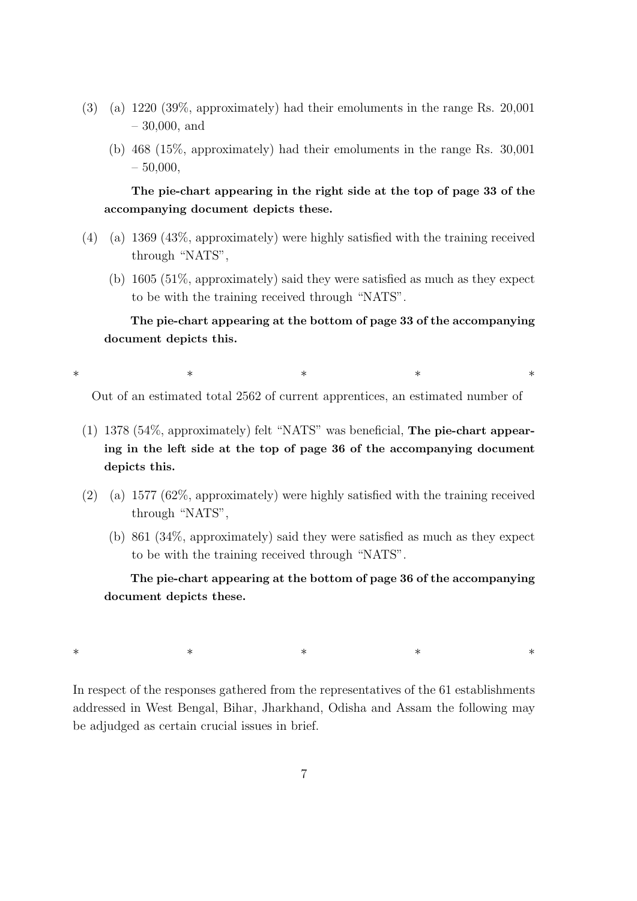(3) (a) 1220 (39%, approximately) had their emoluments in the range Rs. 20,001 – 30,000, and

(b) 468 (15%, approximately) had their emoluments in the range Rs. 30,001 – 50,000,

**The pie-chart appearing in the right side at the top of page 33 of the accompanying document depicts these.**

(4) (a) 1369 (43%, approximately) were highly satisfied with the training received through "NATS",

(b) 1605 (51%, approximately) said they were satisfied as much as they expect to be with the training received through "NATS".

**The pie-chart appearing at the bottom of page 33 of the accompanying document depicts this.**

\* \* \* \* \*

Out of an estimated total 2562 of current apprentices, an estimated number of

(1) 1378 (54%, approximately) felt "NATS" was beneficial, **The pie-chart appearing in the left side at the top of page 36 of the accompanying document depicts this.**

(2) (a) 1577 (62%, approximately) were highly satisfied with the training received through "NATS",

(b) 861 (34%, approximately) said they were satisfied as much as they expect to be with the training received through "NATS".

**The pie-chart appearing at the bottom of page 36 of the accompanying document depicts these.**

\* \* \* \* \*

In respect of the responses gathered from the representatives of the 61 establishments addressed in West Bengal, Bihar, Jharkhand, Odisha and Assam the following may be adjudged as certain crucial issues in brief.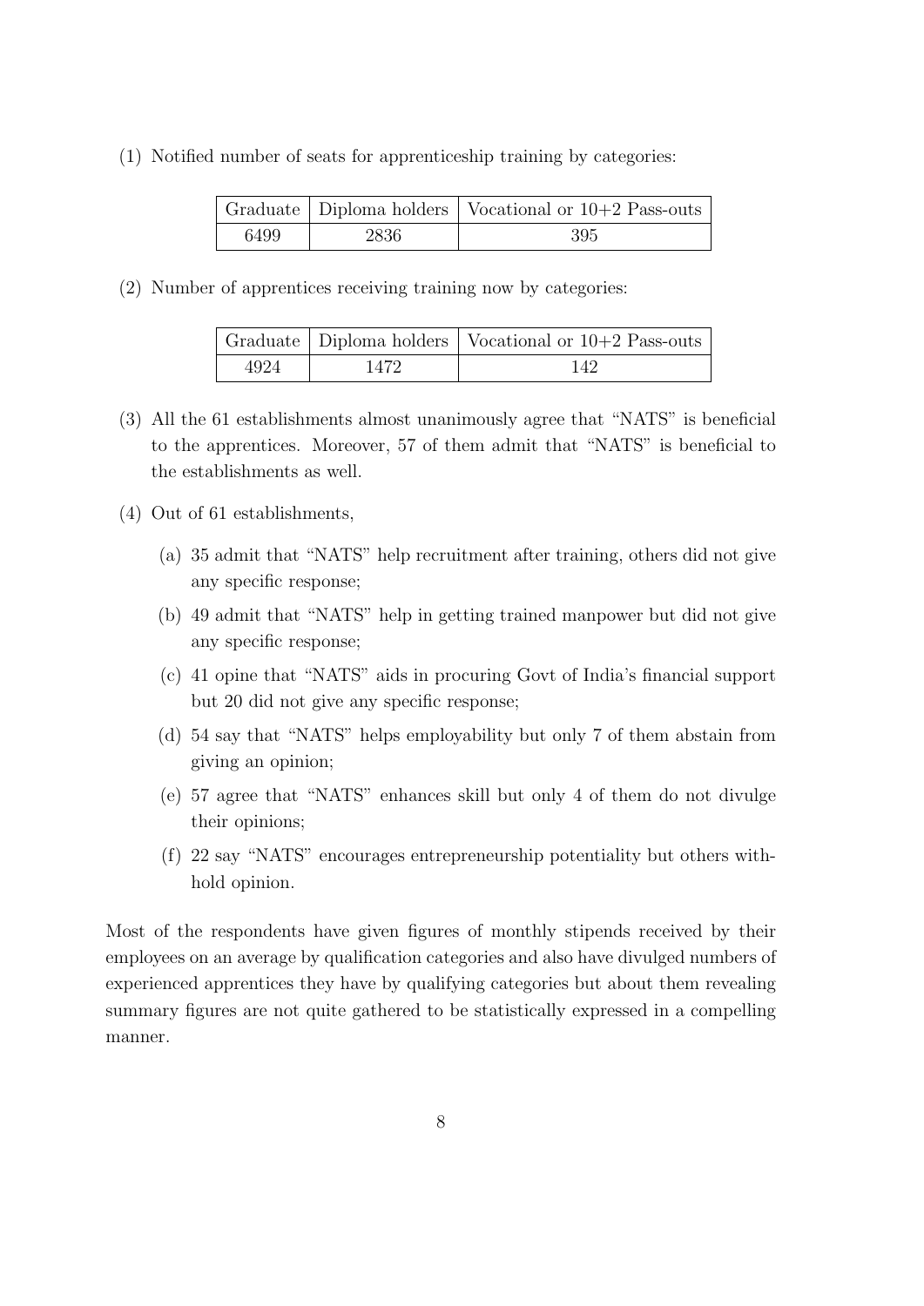(1) Notified number of seats for apprenticeship training by categories:

| Graduate | Diploma holders | Vocational or 10+2 Pass-outs |
|---|---|---|
| 6499 | 2836 | 395 |

(2) Number of apprentices receiving training now by categories:

| Graduate | Diploma holders | Vocational or 10+2 Pass-outs |
|---|---|---|
| 4924 | 1472 | 142 |

(3) All the 61 establishments almost unanimously agree that "NATS" is beneficial to the apprentices. Moreover, 57 of them admit that "NATS" is beneficial to the establishments as well.

(4) Out of 61 establishments,

   (a) 35 admit that "NATS" help recruitment after training, others did not give any specific response;

   (b) 49 admit that "NATS" help in getting trained manpower but did not give any specific response;

   (c) 41 opine that "NATS" aids in procuring Govt of India's financial support but 20 did not give any specific response;

   (d) 54 say that "NATS" helps employability but only 7 of them abstain from giving an opinion;

   (e) 57 agree that "NATS" enhances skill but only 4 of them do not divulge their opinions;

   (f) 22 say "NATS" encourages entrepreneurship potentiality but others withhold opinion.

Most of the respondents have given figures of monthly stipends received by their employees on an average by qualification categories and also have divulged numbers of experienced apprentices they have by qualifying categories but about them revealing summary figures are not quite gathered to be statistically expressed in a compelling manner.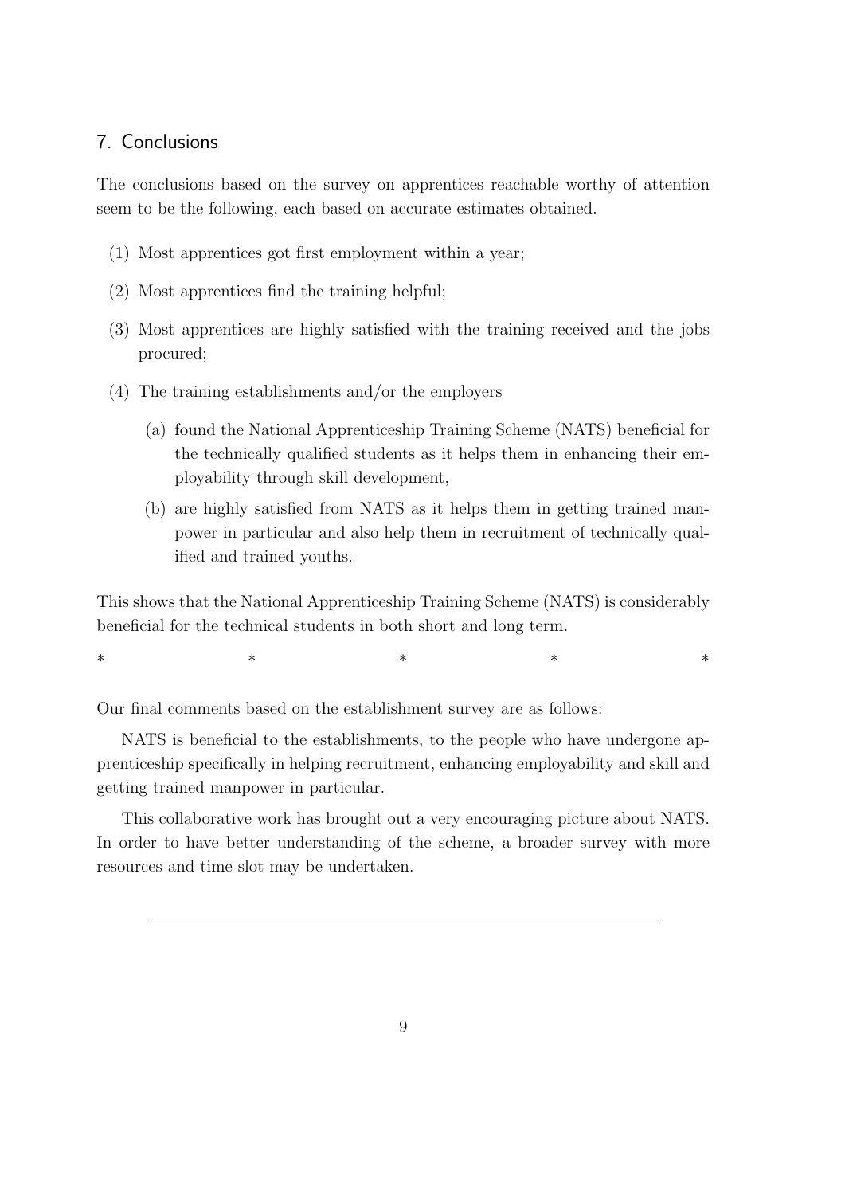## 7. Conclusions

The conclusions based on the survey on apprentices reachable worthy of attention seem to be the following, each based on accurate estimates obtained.

(1) Most apprentices got first employment within a year;

(2) Most apprentices find the training helpful;

(3) Most apprentices are highly satisfied with the training received and the jobs procured;

(4) The training establishments and/or the employers

  (a) found the National Apprenticeship Training Scheme (NATS) beneficial for the technically qualified students as it helps them in enhancing their employability through skill development,

  (b) are highly satisfied from NATS as it helps them in getting trained manpower in particular and also help them in recruitment of technically qualified and trained youths.

This shows that the National Apprenticeship Training Scheme (NATS) is considerably beneficial for the technical students in both short and long term.

\*           \*           \*           \*           \*

Our final comments based on the establishment survey are as follows:

NATS is beneficial to the establishments, to the people who have undergone apprenticeship specifically in helping recruitment, enhancing employability and skill and getting trained manpower in particular.

This collaborative work has brought out a very encouraging picture about NATS. In order to have better understanding of the scheme, a broader survey with more resources and time slot may be undertaken.

---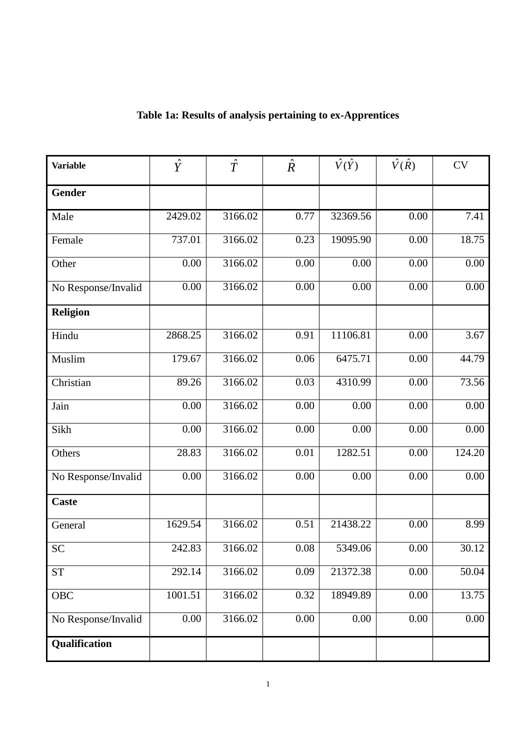**Table 1a: Results of analysis pertaining to ex-Apprentices**

| Variable | $\hat{Y}$ | $\hat{T}$ | $\hat{R}$ | $\hat{V}(\hat{Y})$ | $\hat{V}(\hat{R})$ | CV |
|---|---|---|---|---|---|---|
| **Gender** | | | | | | |
| Male | 2429.02 | 3166.02 | 0.77 | 32369.56 | 0.00 | 7.41 |
| Female | 737.01 | 3166.02 | 0.23 | 19095.90 | 0.00 | 18.75 |
| Other | 0.00 | 3166.02 | 0.00 | 0.00 | 0.00 | 0.00 |
| No Response/Invalid | 0.00 | 3166.02 | 0.00 | 0.00 | 0.00 | 0.00 |
| **Religion** | | | | | | |
| Hindu | 2868.25 | 3166.02 | 0.91 | 11106.81 | 0.00 | 3.67 |
| Muslim | 179.67 | 3166.02 | 0.06 | 6475.71 | 0.00 | 44.79 |
| Christian | 89.26 | 3166.02 | 0.03 | 4310.99 | 0.00 | 73.56 |
| Jain | 0.00 | 3166.02 | 0.00 | 0.00 | 0.00 | 0.00 |
| Sikh | 0.00 | 3166.02 | 0.00 | 0.00 | 0.00 | 0.00 |
| Others | 28.83 | 3166.02 | 0.01 | 1282.51 | 0.00 | 124.20 |
| No Response/Invalid | 0.00 | 3166.02 | 0.00 | 0.00 | 0.00 | 0.00 |
| **Caste** | | | | | | |
| General | 1629.54 | 3166.02 | 0.51 | 21438.22 | 0.00 | 8.99 |
| SC | 242.83 | 3166.02 | 0.08 | 5349.06 | 0.00 | 30.12 |
| ST | 292.14 | 3166.02 | 0.09 | 21372.38 | 0.00 | 50.04 |
| OBC | 1001.51 | 3166.02 | 0.32 | 18949.89 | 0.00 | 13.75 |
| No Response/Invalid | 0.00 | 3166.02 | 0.00 | 0.00 | 0.00 | 0.00 |
| **Qualification** | | | | | | |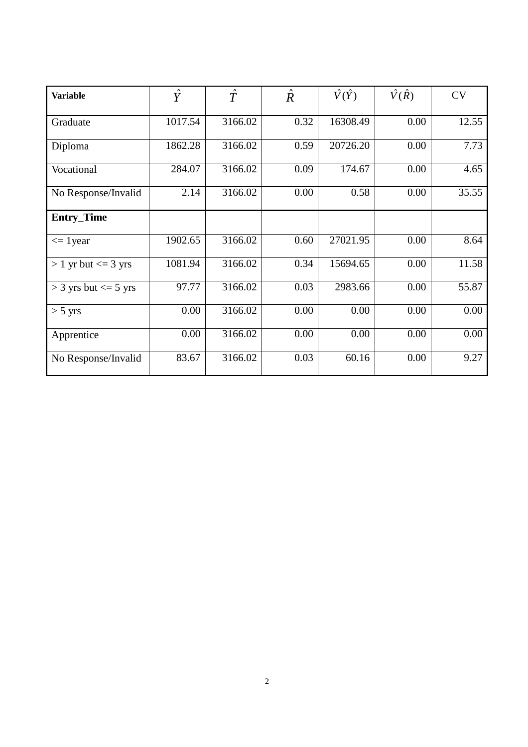| **Variable** | $\hat{Y}$ | $\hat{T}$ | $\hat{R}$ | $\hat{V}(\hat{Y})$ | $\hat{V}(\hat{R})$ | CV |
|---|---|---|---|---|---|---|
| Graduate | 1017.54 | 3166.02 | 0.32 | 16308.49 | 0.00 | 12.55 |
| Diploma | 1862.28 | 3166.02 | 0.59 | 20726.20 | 0.00 | 7.73 |
| Vocational | 284.07 | 3166.02 | 0.09 | 174.67 | 0.00 | 4.65 |
| No Response/Invalid | 2.14 | 3166.02 | 0.00 | 0.58 | 0.00 | 35.55 |
| **Entry_Time** | | | | | | |
| <= 1year | 1902.65 | 3166.02 | 0.60 | 27021.95 | 0.00 | 8.64 |
| > 1 yr but <= 3 yrs | 1081.94 | 3166.02 | 0.34 | 15694.65 | 0.00 | 11.58 |
| > 3 yrs but <= 5 yrs | 97.77 | 3166.02 | 0.03 | 2983.66 | 0.00 | 55.87 |
| > 5 yrs | 0.00 | 3166.02 | 0.00 | 0.00 | 0.00 | 0.00 |
| Apprentice | 0.00 | 3166.02 | 0.00 | 0.00 | 0.00 | 0.00 |
| No Response/Invalid | 83.67 | 3166.02 | 0.03 | 60.16 | 0.00 | 9.27 |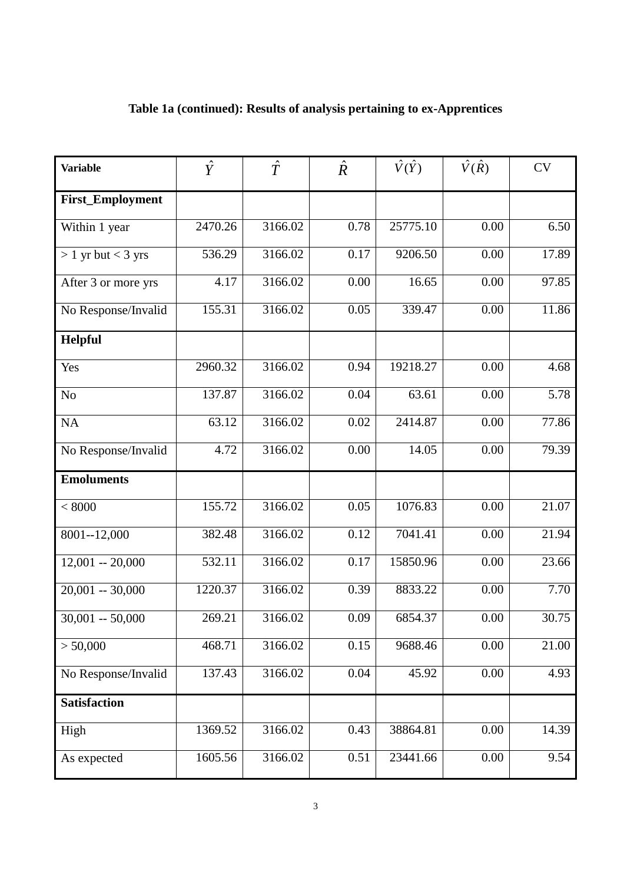**Table 1a (continued): Results of analysis pertaining to ex-Apprentices**

| Variable | $\hat{Y}$ | $\hat{T}$ | $\hat{R}$ | $\hat{V}(\hat{Y})$ | $\hat{V}(\hat{R})$ | CV |
|---|---|---|---|---|---|---|
| **First_Employment** | | | | | | |
| Within 1 year | 2470.26 | 3166.02 | 0.78 | 25775.10 | 0.00 | 6.50 |
| > 1 yr but < 3 yrs | 536.29 | 3166.02 | 0.17 | 9206.50 | 0.00 | 17.89 |
| After 3 or more yrs | 4.17 | 3166.02 | 0.00 | 16.65 | 0.00 | 97.85 |
| No Response/Invalid | 155.31 | 3166.02 | 0.05 | 339.47 | 0.00 | 11.86 |
| **Helpful** | | | | | | |
| Yes | 2960.32 | 3166.02 | 0.94 | 19218.27 | 0.00 | 4.68 |
| No | 137.87 | 3166.02 | 0.04 | 63.61 | 0.00 | 5.78 |
| NA | 63.12 | 3166.02 | 0.02 | 2414.87 | 0.00 | 77.86 |
| No Response/Invalid | 4.72 | 3166.02 | 0.00 | 14.05 | 0.00 | 79.39 |
| **Emoluments** | | | | | | |
| < 8000 | 155.72 | 3166.02 | 0.05 | 1076.83 | 0.00 | 21.07 |
| 8001--12,000 | 382.48 | 3166.02 | 0.12 | 7041.41 | 0.00 | 21.94 |
| 12,001 -- 20,000 | 532.11 | 3166.02 | 0.17 | 15850.96 | 0.00 | 23.66 |
| 20,001 -- 30,000 | 1220.37 | 3166.02 | 0.39 | 8833.22 | 0.00 | 7.70 |
| 30,001 -- 50,000 | 269.21 | 3166.02 | 0.09 | 6854.37 | 0.00 | 30.75 |
| > 50,000 | 468.71 | 3166.02 | 0.15 | 9688.46 | 0.00 | 21.00 |
| No Response/Invalid | 137.43 | 3166.02 | 0.04 | 45.92 | 0.00 | 4.93 |
| **Satisfaction** | | | | | | |
| High | 1369.52 | 3166.02 | 0.43 | 38864.81 | 0.00 | 14.39 |
| As expected | 1605.56 | 3166.02 | 0.51 | 23441.66 | 0.00 | 9.54 |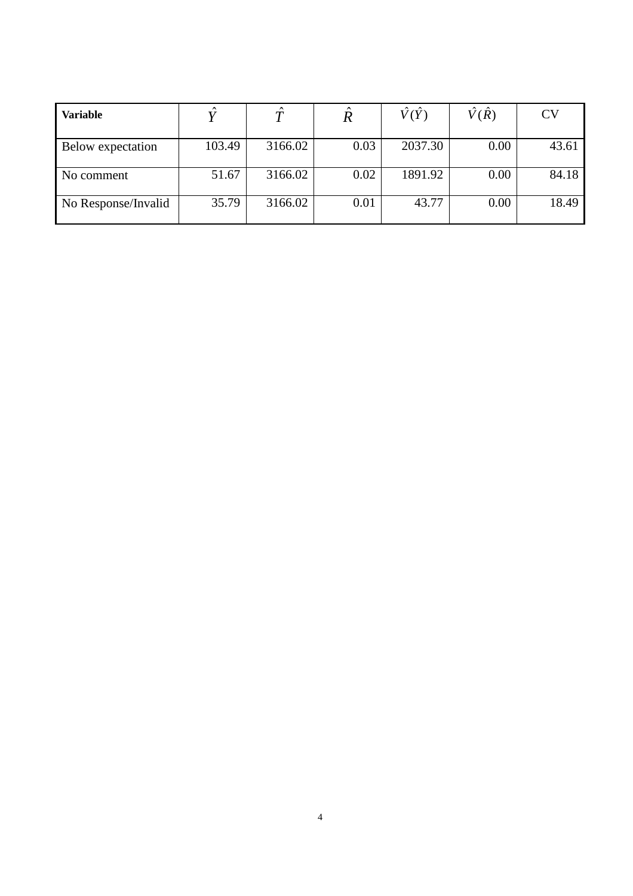| **Variable** | $\hat{Y}$ | $\hat{T}$ | $\hat{R}$ | $\hat{V}(\hat{Y})$ | $\hat{V}(\hat{R})$ | CV |
|---|---|---|---|---|---|---|
| Below expectation | 103.49 | 3166.02 | 0.03 | 2037.30 | 0.00 | 43.61 |
| No comment | 51.67 | 3166.02 | 0.02 | 1891.92 | 0.00 | 84.18 |
| No Response/Invalid | 35.79 | 3166.02 | 0.01 | 43.77 | 0.00 | 18.49 |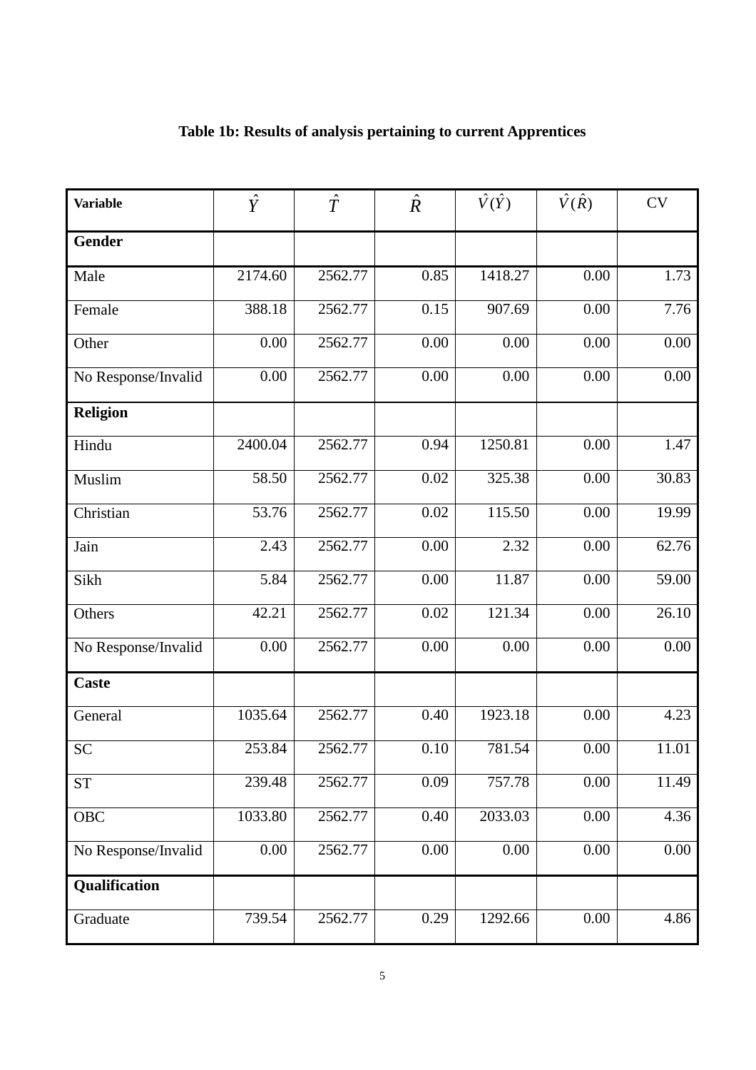**Table 1b: Results of analysis pertaining to current Apprentices**

| Variable | $\hat{Y}$ | $\hat{T}$ | $\hat{R}$ | $\hat{V}(\hat{Y})$ | $\hat{V}(\hat{R})$ | CV |
|---|---|---|---|---|---|---|
| **Gender** | | | | | | |
| Male | 2174.60 | 2562.77 | 0.85 | 1418.27 | 0.00 | 1.73 |
| Female | 388.18 | 2562.77 | 0.15 | 907.69 | 0.00 | 7.76 |
| Other | 0.00 | 2562.77 | 0.00 | 0.00 | 0.00 | 0.00 |
| No Response/Invalid | 0.00 | 2562.77 | 0.00 | 0.00 | 0.00 | 0.00 |
| **Religion** | | | | | | |
| Hindu | 2400.04 | 2562.77 | 0.94 | 1250.81 | 0.00 | 1.47 |
| Muslim | 58.50 | 2562.77 | 0.02 | 325.38 | 0.00 | 30.83 |
| Christian | 53.76 | 2562.77 | 0.02 | 115.50 | 0.00 | 19.99 |
| Jain | 2.43 | 2562.77 | 0.00 | 2.32 | 0.00 | 62.76 |
| Sikh | 5.84 | 2562.77 | 0.00 | 11.87 | 0.00 | 59.00 |
| Others | 42.21 | 2562.77 | 0.02 | 121.34 | 0.00 | 26.10 |
| No Response/Invalid | 0.00 | 2562.77 | 0.00 | 0.00 | 0.00 | 0.00 |
| **Caste** | | | | | | |
| General | 1035.64 | 2562.77 | 0.40 | 1923.18 | 0.00 | 4.23 |
| SC | 253.84 | 2562.77 | 0.10 | 781.54 | 0.00 | 11.01 |
| ST | 239.48 | 2562.77 | 0.09 | 757.78 | 0.00 | 11.49 |
| OBC | 1033.80 | 2562.77 | 0.40 | 2033.03 | 0.00 | 4.36 |
| No Response/Invalid | 0.00 | 2562.77 | 0.00 | 0.00 | 0.00 | 0.00 |
| **Qualification** | | | | | | |
| Graduate | 739.54 | 2562.77 | 0.29 | 1292.66 | 0.00 | 4.86 |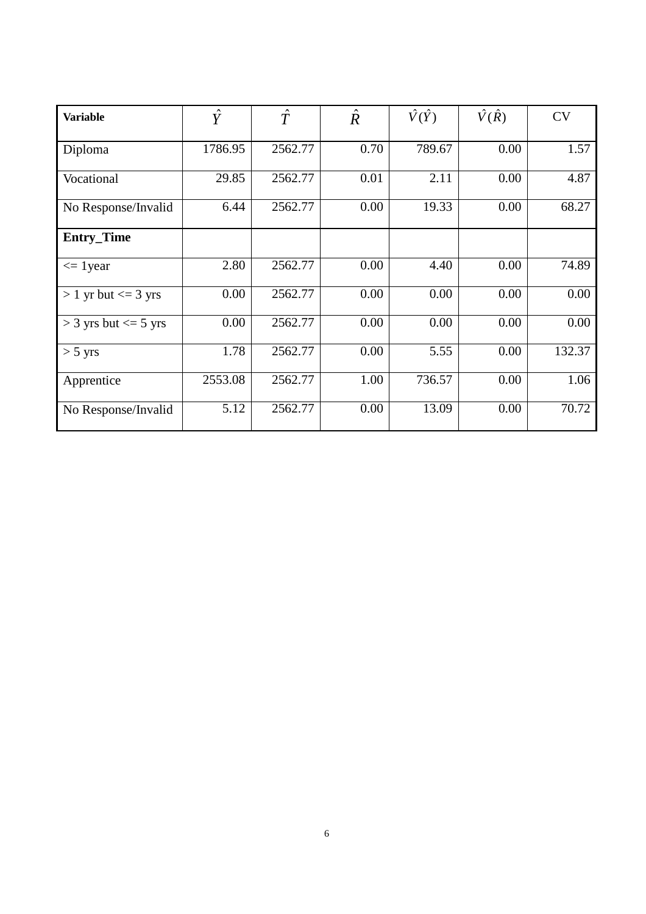| **Variable** | $\hat{Y}$ | $\hat{T}$ | $\hat{R}$ | $\hat{V}(\hat{Y})$ | $\hat{V}(\hat{R})$ | CV |
|---|---|---|---|---|---|---|
| Diploma | 1786.95 | 2562.77 | 0.70 | 789.67 | 0.00 | 1.57 |
| Vocational | 29.85 | 2562.77 | 0.01 | 2.11 | 0.00 | 4.87 |
| No Response/Invalid | 6.44 | 2562.77 | 0.00 | 19.33 | 0.00 | 68.27 |
| **Entry_Time** | | | | | | |
| <= 1year | 2.80 | 2562.77 | 0.00 | 4.40 | 0.00 | 74.89 |
| > 1 yr but <= 3 yrs | 0.00 | 2562.77 | 0.00 | 0.00 | 0.00 | 0.00 |
| > 3 yrs but <= 5 yrs | 0.00 | 2562.77 | 0.00 | 0.00 | 0.00 | 0.00 |
| > 5 yrs | 1.78 | 2562.77 | 0.00 | 5.55 | 0.00 | 132.37 |
| Apprentice | 2553.08 | 2562.77 | 1.00 | 736.57 | 0.00 | 1.06 |
| No Response/Invalid | 5.12 | 2562.77 | 0.00 | 13.09 | 0.00 | 70.72 |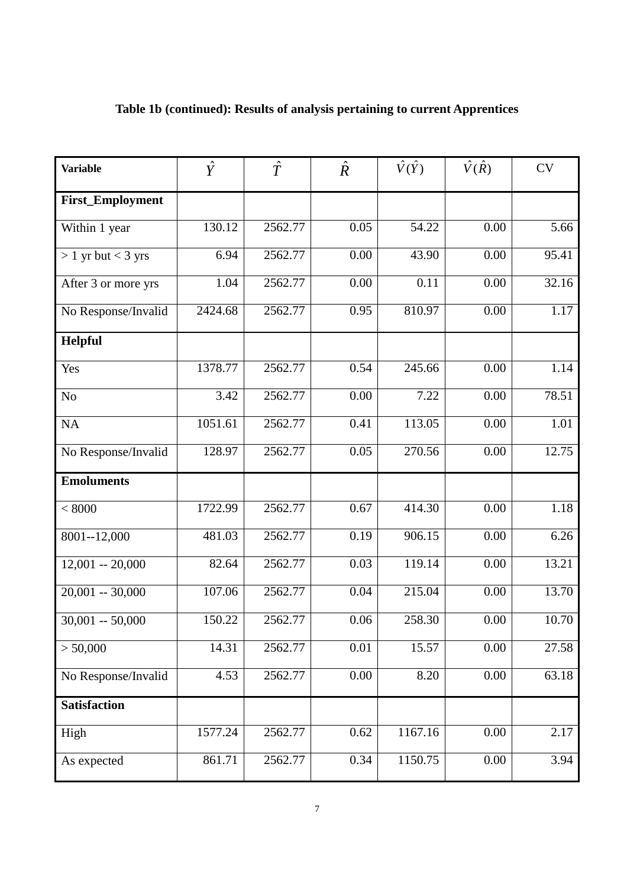**Table 1b (continued): Results of analysis pertaining to current Apprentices**

| Variable | $\hat{Y}$ | $\hat{T}$ | $\hat{R}$ | $\hat{V}(\hat{Y})$ | $\hat{V}(\hat{R})$ | CV |
|---|---|---|---|---|---|---|
| **First_Employment** | | | | | | |
| Within 1 year | 130.12 | 2562.77 | 0.05 | 54.22 | 0.00 | 5.66 |
| > 1 yr but < 3 yrs | 6.94 | 2562.77 | 0.00 | 43.90 | 0.00 | 95.41 |
| After 3 or more yrs | 1.04 | 2562.77 | 0.00 | 0.11 | 0.00 | 32.16 |
| No Response/Invalid | 2424.68 | 2562.77 | 0.95 | 810.97 | 0.00 | 1.17 |
| **Helpful** | | | | | | |
| Yes | 1378.77 | 2562.77 | 0.54 | 245.66 | 0.00 | 1.14 |
| No | 3.42 | 2562.77 | 0.00 | 7.22 | 0.00 | 78.51 |
| NA | 1051.61 | 2562.77 | 0.41 | 113.05 | 0.00 | 1.01 |
| No Response/Invalid | 128.97 | 2562.77 | 0.05 | 270.56 | 0.00 | 12.75 |
| **Emoluments** | | | | | | |
| < 8000 | 1722.99 | 2562.77 | 0.67 | 414.30 | 0.00 | 1.18 |
| 8001--12,000 | 481.03 | 2562.77 | 0.19 | 906.15 | 0.00 | 6.26 |
| 12,001 -- 20,000 | 82.64 | 2562.77 | 0.03 | 119.14 | 0.00 | 13.21 |
| 20,001 -- 30,000 | 107.06 | 2562.77 | 0.04 | 215.04 | 0.00 | 13.70 |
| 30,001 -- 50,000 | 150.22 | 2562.77 | 0.06 | 258.30 | 0.00 | 10.70 |
| > 50,000 | 14.31 | 2562.77 | 0.01 | 15.57 | 0.00 | 27.58 |
| No Response/Invalid | 4.53 | 2562.77 | 0.00 | 8.20 | 0.00 | 63.18 |
| **Satisfaction** | | | | | | |
| High | 1577.24 | 2562.77 | 0.62 | 1167.16 | 0.00 | 2.17 |
| As expected | 861.71 | 2562.77 | 0.34 | 1150.75 | 0.00 | 3.94 |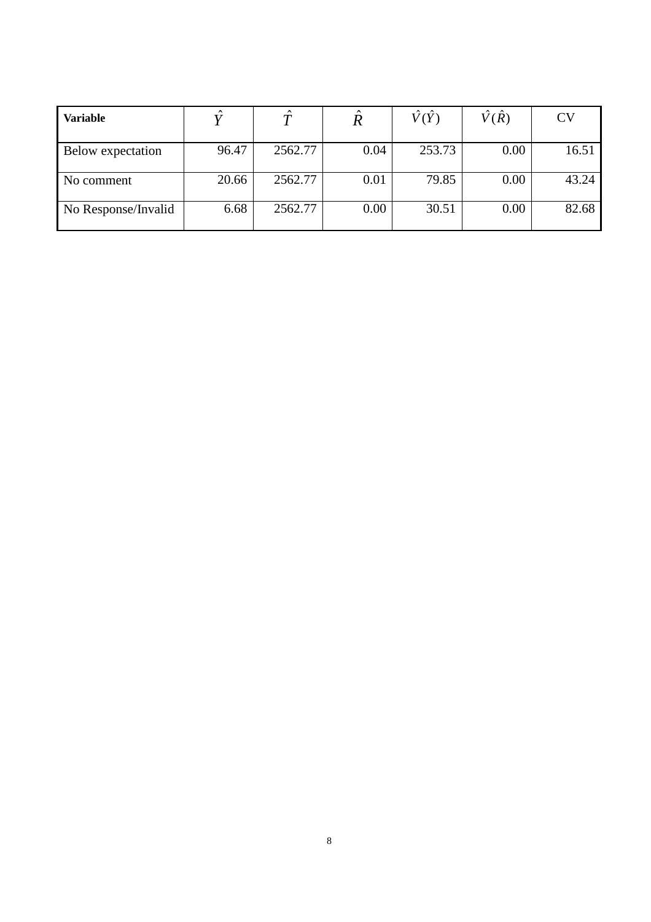| **Variable** | $\hat{Y}$ | $\hat{T}$ | $\hat{R}$ | $\hat{V}(\hat{Y})$ | $\hat{V}(\hat{R})$ | CV |
| --- | --- | --- | --- | --- | --- | --- |
| Below expectation | 96.47 | 2562.77 | 0.04 | 253.73 | 0.00 | 16.51 |
| No comment | 20.66 | 2562.77 | 0.01 | 79.85 | 0.00 | 43.24 |
| No Response/Invalid | 6.68 | 2562.77 | 0.00 | 30.51 | 0.00 | 82.68 |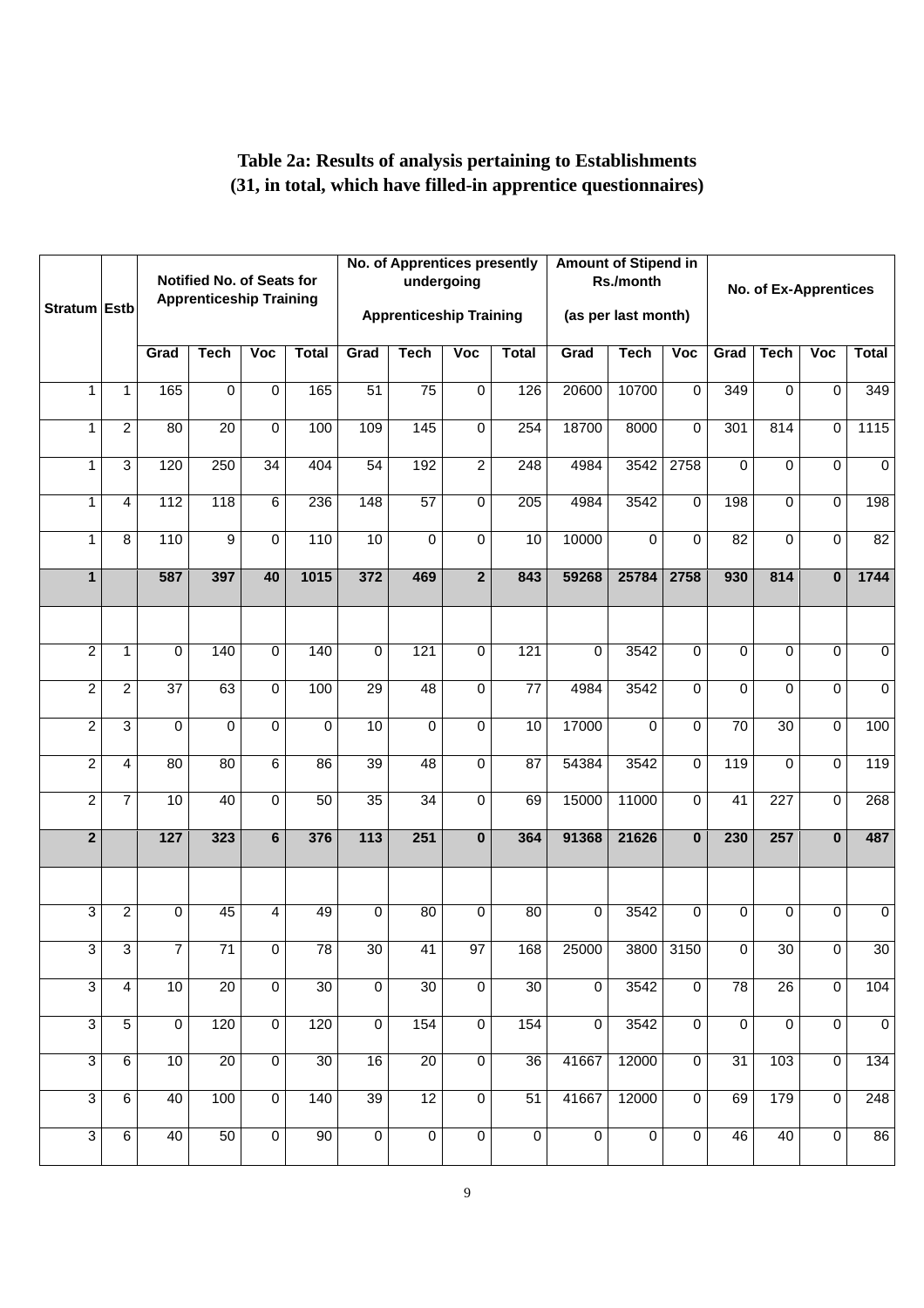## Table 2a: Results of analysis pertaining to Establishments (31, in total, which have filled-in apprentice questionnaires)

| Stratum | Estb | Notified No. of Seats for Apprenticeship Training | | | | No. of Apprentices presently undergoing Apprenticeship Training | | | | Amount of Stipend in Rs./month (as per last month) | | | No. of Ex-Apprentices | | | |
|---|---|---|---|---|---|---|---|---|---|---|---|---|---|---|---|---|
| | | Grad | Tech | Voc | Total | Grad | Tech | Voc | Total | Grad | Tech | Voc | Grad | Tech | Voc | Total |
| 1 | 1 | 165 | 0 | 0 | 165 | 51 | 75 | 0 | 126 | 20600 | 10700 | 0 | 349 | 0 | 0 | 349 |
| 1 | 2 | 80 | 20 | 0 | 100 | 109 | 145 | 0 | 254 | 18700 | 8000 | 0 | 301 | 814 | 0 | 1115 |
| 1 | 3 | 120 | 250 | 34 | 404 | 54 | 192 | 2 | 248 | 4984 | 3542 | 2758 | 0 | 0 | 0 | 0 |
| 1 | 4 | 112 | 118 | 6 | 236 | 148 | 57 | 0 | 205 | 4984 | 3542 | 0 | 198 | 0 | 0 | 198 |
| 1 | 8 | 110 | 9 | 0 | 110 | 10 | 0 | 0 | 10 | 10000 | 0 | 0 | 82 | 0 | 0 | 82 |
| **1** | | **587** | **397** | **40** | **1015** | **372** | **469** | **2** | **843** | **59268** | **25784** | **2758** | **930** | **814** | **0** | **1744** |
| | | | | | | | | | | | | | | | | |
| 2 | 1 | 0 | 140 | 0 | 140 | 0 | 121 | 0 | 121 | 0 | 3542 | 0 | 0 | 0 | 0 | 0 |
| 2 | 2 | 37 | 63 | 0 | 100 | 29 | 48 | 0 | 77 | 4984 | 3542 | 0 | 0 | 0 | 0 | 0 |
| 2 | 3 | 0 | 0 | 0 | 0 | 10 | 0 | 0 | 10 | 17000 | 0 | 0 | 70 | 30 | 0 | 100 |
| 2 | 4 | 80 | 80 | 6 | 86 | 39 | 48 | 0 | 87 | 54384 | 3542 | 0 | 119 | 0 | 0 | 119 |
| 2 | 7 | 10 | 40 | 0 | 50 | 35 | 34 | 0 | 69 | 15000 | 11000 | 0 | 41 | 227 | 0 | 268 |
| **2** | | **127** | **323** | **6** | **376** | **113** | **251** | **0** | **364** | **91368** | **21626** | **0** | **230** | **257** | **0** | **487** |
| | | | | | | | | | | | | | | | | |
| 3 | 2 | 0 | 45 | 4 | 49 | 0 | 80 | 0 | 80 | 0 | 3542 | 0 | 0 | 0 | 0 | 0 |
| 3 | 3 | 7 | 71 | 0 | 78 | 30 | 41 | 97 | 168 | 25000 | 3800 | 3150 | 0 | 30 | 0 | 30 |
| 3 | 4 | 10 | 20 | 0 | 30 | 0 | 30 | 0 | 30 | 0 | 3542 | 0 | 78 | 26 | 0 | 104 |
| 3 | 5 | 0 | 120 | 0 | 120 | 0 | 154 | 0 | 154 | 0 | 3542 | 0 | 0 | 0 | 0 | 0 |
| 3 | 6 | 10 | 20 | 0 | 30 | 16 | 20 | 0 | 36 | 41667 | 12000 | 0 | 31 | 103 | 0 | 134 |
| 3 | 6 | 40 | 100 | 0 | 140 | 39 | 12 | 0 | 51 | 41667 | 12000 | 0 | 69 | 179 | 0 | 248 |
| 3 | 6 | 40 | 50 | 0 | 90 | 0 | 0 | 0 | 0 | 0 | 0 | 0 | 46 | 40 | 0 | 86 |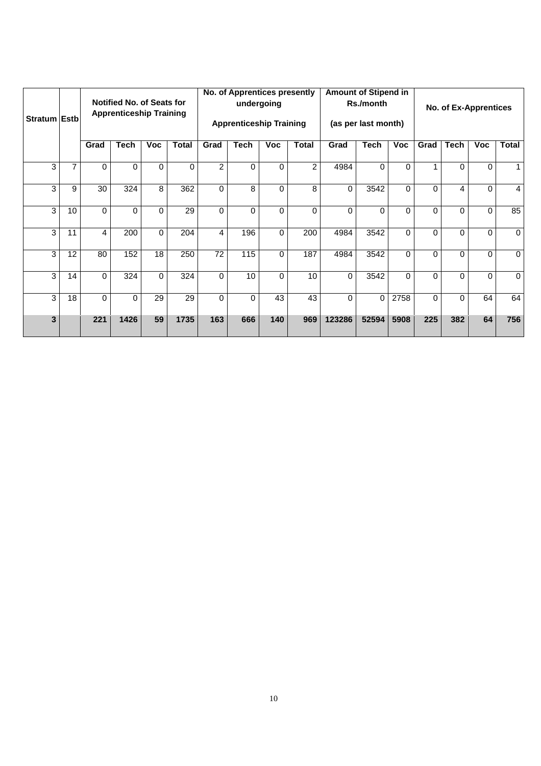| Stratum | Estb | Notified No. of Seats for Apprenticeship Training | | | | No. of Apprentices presently undergoing Apprenticeship Training | | | | Amount of Stipend in Rs./month (as per last month) | | | No. of Ex-Apprentices | | | |
|---|---|---|---|---|---|---|---|---|---|---|---|---|---|---|---|---|
| | | Grad | Tech | Voc | Total | Grad | Tech | Voc | Total | Grad | Tech | Voc | Grad | Tech | Voc | Total |
| 3 | 7 | 0 | 0 | 0 | 0 | 2 | 0 | 0 | 2 | 4984 | 0 | 0 | 1 | 0 | 0 | 1 |
| 3 | 9 | 30 | 324 | 8 | 362 | 0 | 8 | 0 | 8 | 0 | 3542 | 0 | 0 | 4 | 0 | 4 |
| 3 | 10 | 0 | 0 | 0 | 29 | 0 | 0 | 0 | 0 | 0 | 0 | 0 | 0 | 0 | 0 | 85 |
| 3 | 11 | 4 | 200 | 0 | 204 | 4 | 196 | 0 | 200 | 4984 | 3542 | 0 | 0 | 0 | 0 | 0 |
| 3 | 12 | 80 | 152 | 18 | 250 | 72 | 115 | 0 | 187 | 4984 | 3542 | 0 | 0 | 0 | 0 | 0 |
| 3 | 14 | 0 | 324 | 0 | 324 | 0 | 10 | 0 | 10 | 0 | 3542 | 0 | 0 | 0 | 0 | 0 |
| 3 | 18 | 0 | 0 | 29 | 29 | 0 | 0 | 43 | 43 | 0 | 0 | 2758 | 0 | 0 | 64 | 64 |
| **3** | | **221** | **1426** | **59** | **1735** | **163** | **666** | **140** | **969** | **123286** | **52594** | **5908** | **225** | **382** | **64** | **756** |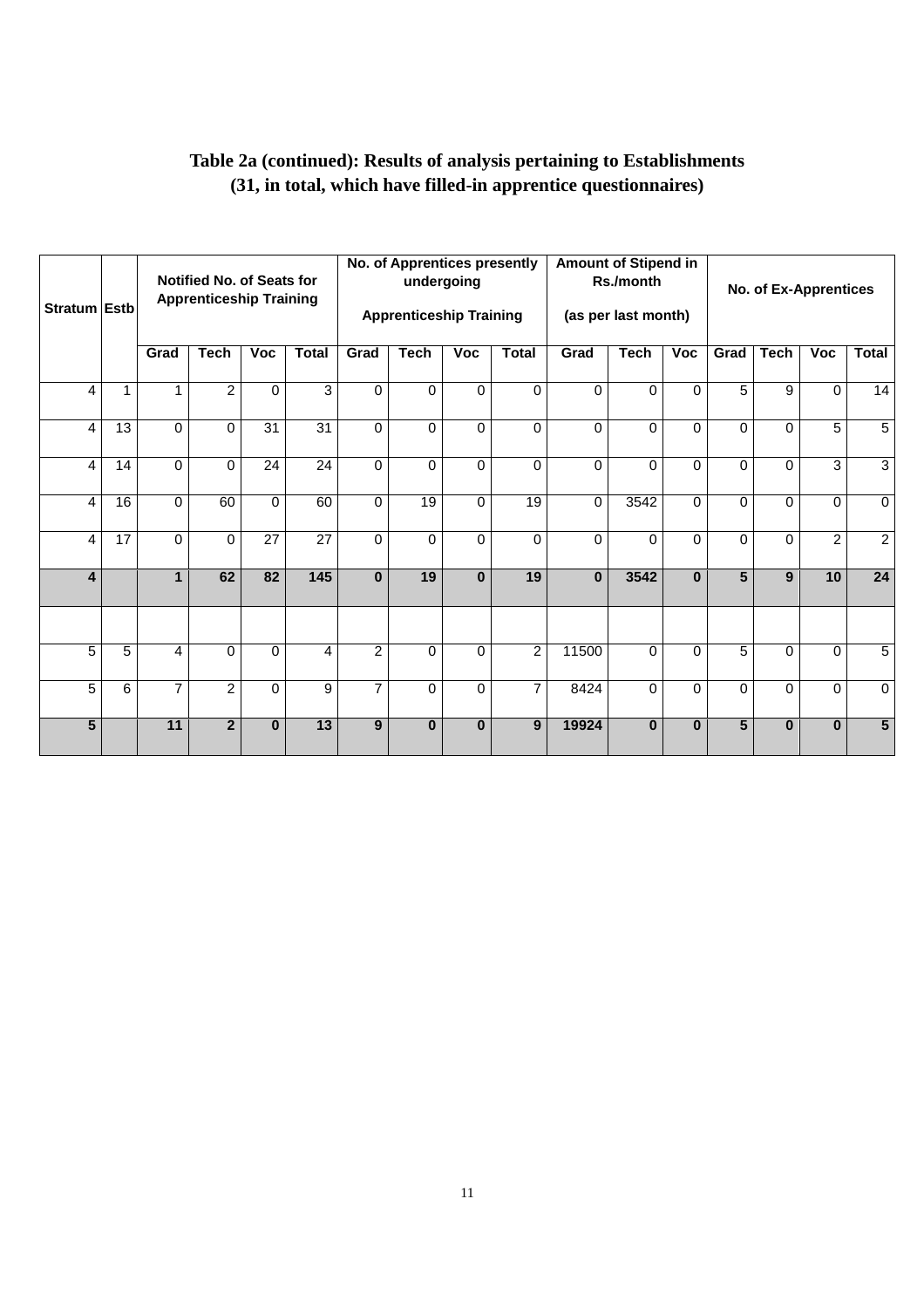**Table 2a (continued): Results of analysis pertaining to Establishments (31, in total, which have filled-in apprentice questionnaires)**

| Stratum | Estb | Notified No. of Seats for Apprenticeship Training | | | | No. of Apprentices presently undergoing Apprenticeship Training | | | | Amount of Stipend in Rs./month (as per last month) | | | No. of Ex-Apprentices | | | |
|---|---|---|---|---|---|---|---|---|---|---|---|---|---|---|---|---|
| | | Grad | Tech | Voc | Total | Grad | Tech | Voc | Total | Grad | Tech | Voc | Grad | Tech | Voc | Total |
| 4 | 1 | 1 | 2 | 0 | 3 | 0 | 0 | 0 | 0 | 0 | 0 | 0 | 5 | 9 | 0 | 14 |
| 4 | 13 | 0 | 0 | 31 | 31 | 0 | 0 | 0 | 0 | 0 | 0 | 0 | 0 | 0 | 5 | 5 |
| 4 | 14 | 0 | 0 | 24 | 24 | 0 | 0 | 0 | 0 | 0 | 0 | 0 | 0 | 0 | 3 | 3 |
| 4 | 16 | 0 | 60 | 0 | 60 | 0 | 19 | 0 | 19 | 0 | 3542 | 0 | 0 | 0 | 0 | 0 |
| 4 | 17 | 0 | 0 | 27 | 27 | 0 | 0 | 0 | 0 | 0 | 0 | 0 | 0 | 0 | 2 | 2 |
| **4** | | **1** | **62** | **82** | **145** | **0** | **19** | **0** | **19** | **0** | **3542** | **0** | **5** | **9** | **10** | **24** |
| | | | | | | | | | | | | | | | | |
| 5 | 5 | 4 | 0 | 0 | 4 | 2 | 0 | 0 | 2 | 11500 | 0 | 0 | 5 | 0 | 0 | 5 |
| 5 | 6 | 7 | 2 | 0 | 9 | 7 | 0 | 0 | 7 | 8424 | 0 | 0 | 0 | 0 | 0 | 0 |
| **5** | | **11** | **2** | **0** | **13** | **9** | **0** | **0** | **9** | **19924** | **0** | **0** | **5** | **0** | **0** | **5** |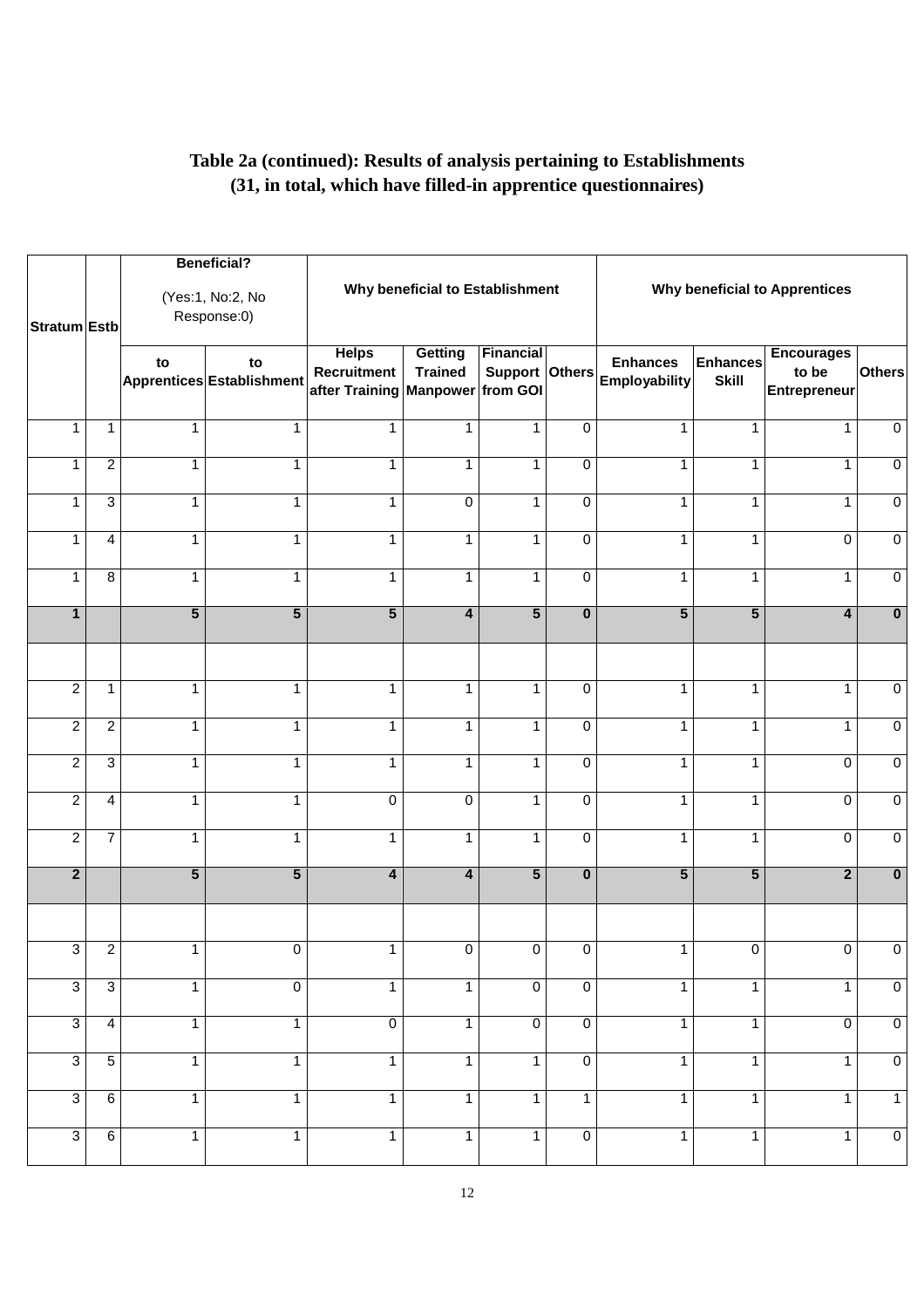**Table 2a (continued): Results of analysis pertaining to Establishments (31, in total, which have filled-in apprentice questionnaires)**

| Stratum | Estb | Beneficial? (Yes:1, No:2, No Response:0) | | Why beneficial to Establishment | | | | Why beneficial to Apprentices | | | |
|---|---|---|---|---|---|---|---|---|---|---|---|
| | | to Apprentices | to Establishment | Helps Recruitment after Training | Getting Trained Manpower | Financial Support from GOI | Others | Enhances Employability | Enhances Skill | Encourages to be Entrepreneur | Others |
| 1 | 1 | 1 | 1 | 1 | 1 | 1 | 0 | 1 | 1 | 1 | 0 |
| 1 | 2 | 1 | 1 | 1 | 1 | 1 | 0 | 1 | 1 | 1 | 0 |
| 1 | 3 | 1 | 1 | 1 | 0 | 1 | 0 | 1 | 1 | 1 | 0 |
| 1 | 4 | 1 | 1 | 1 | 1 | 1 | 0 | 1 | 1 | 0 | 0 |
| 1 | 8 | 1 | 1 | 1 | 1 | 1 | 0 | 1 | 1 | 1 | 0 |
| **1** | | **5** | **5** | **5** | **4** | **5** | **0** | **5** | **5** | **4** | **0** |
| | | | | | | | | | | | |
| 2 | 1 | 1 | 1 | 1 | 1 | 1 | 0 | 1 | 1 | 1 | 0 |
| 2 | 2 | 1 | 1 | 1 | 1 | 1 | 0 | 1 | 1 | 1 | 0 |
| 2 | 3 | 1 | 1 | 1 | 1 | 1 | 0 | 1 | 1 | 0 | 0 |
| 2 | 4 | 1 | 1 | 0 | 0 | 1 | 0 | 1 | 1 | 0 | 0 |
| 2 | 7 | 1 | 1 | 1 | 1 | 1 | 0 | 1 | 1 | 0 | 0 |
| **2** | | **5** | **5** | **4** | **4** | **5** | **0** | **5** | **5** | **2** | **0** |
| | | | | | | | | | | | |
| 3 | 2 | 1 | 0 | 1 | 0 | 0 | 0 | 1 | 0 | 0 | 0 |
| 3 | 3 | 1 | 0 | 1 | 1 | 0 | 0 | 1 | 1 | 1 | 0 |
| 3 | 4 | 1 | 1 | 0 | 1 | 0 | 0 | 1 | 1 | 0 | 0 |
| 3 | 5 | 1 | 1 | 1 | 1 | 1 | 0 | 1 | 1 | 1 | 0 |
| 3 | 6 | 1 | 1 | 1 | 1 | 1 | 1 | 1 | 1 | 1 | 1 |
| 3 | 6 | 1 | 1 | 1 | 1 | 1 | 0 | 1 | 1 | 1 | 0 |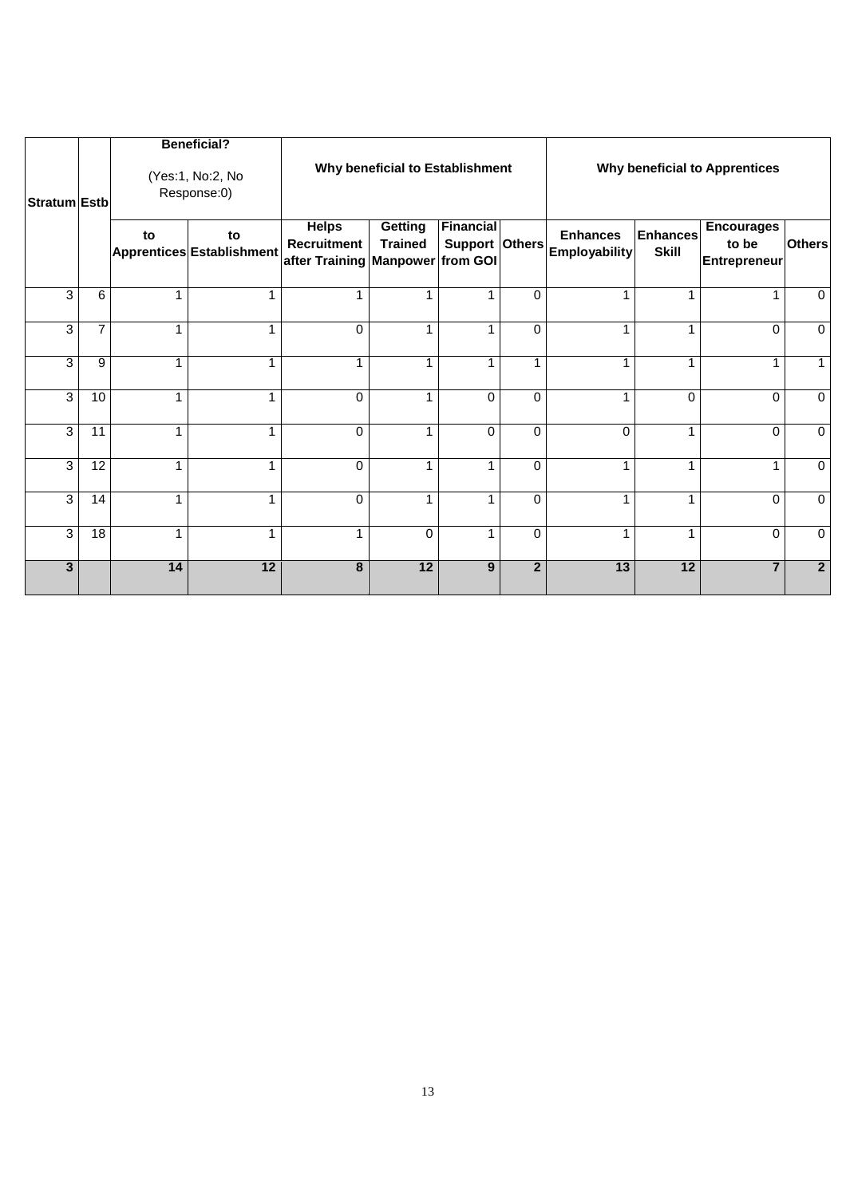| Stratum | Estb | Beneficial? (Yes:1, No:2, No Response:0) | | Why beneficial to Establishment | | | | Why beneficial to Apprentices | | | |
|---|---|---|---|---|---|---|---|---|---|---|---|
| | | to Apprentices | to Establishment | Helps Recruitment after Training | Getting Trained Manpower | Financial Support from GOI | Others | Enhances Employability | Enhances Skill | Encourages to be Entrepreneur | Others |
| 3 | 6 | 1 | 1 | 1 | 1 | 1 | 0 | 1 | 1 | 1 | 0 |
| 3 | 7 | 1 | 1 | 0 | 1 | 1 | 0 | 1 | 1 | 0 | 0 |
| 3 | 9 | 1 | 1 | 1 | 1 | 1 | 1 | 1 | 1 | 1 | 1 |
| 3 | 10 | 1 | 1 | 0 | 1 | 0 | 0 | 1 | 0 | 0 | 0 |
| 3 | 11 | 1 | 1 | 0 | 1 | 0 | 0 | 0 | 1 | 0 | 0 |
| 3 | 12 | 1 | 1 | 0 | 1 | 1 | 0 | 1 | 1 | 1 | 0 |
| 3 | 14 | 1 | 1 | 0 | 1 | 1 | 0 | 1 | 1 | 0 | 0 |
| 3 | 18 | 1 | 1 | 1 | 0 | 1 | 0 | 1 | 1 | 0 | 0 |
| **3** | | **14** | **12** | **8** | **12** | **9** | **2** | **13** | **12** | **7** | **2** |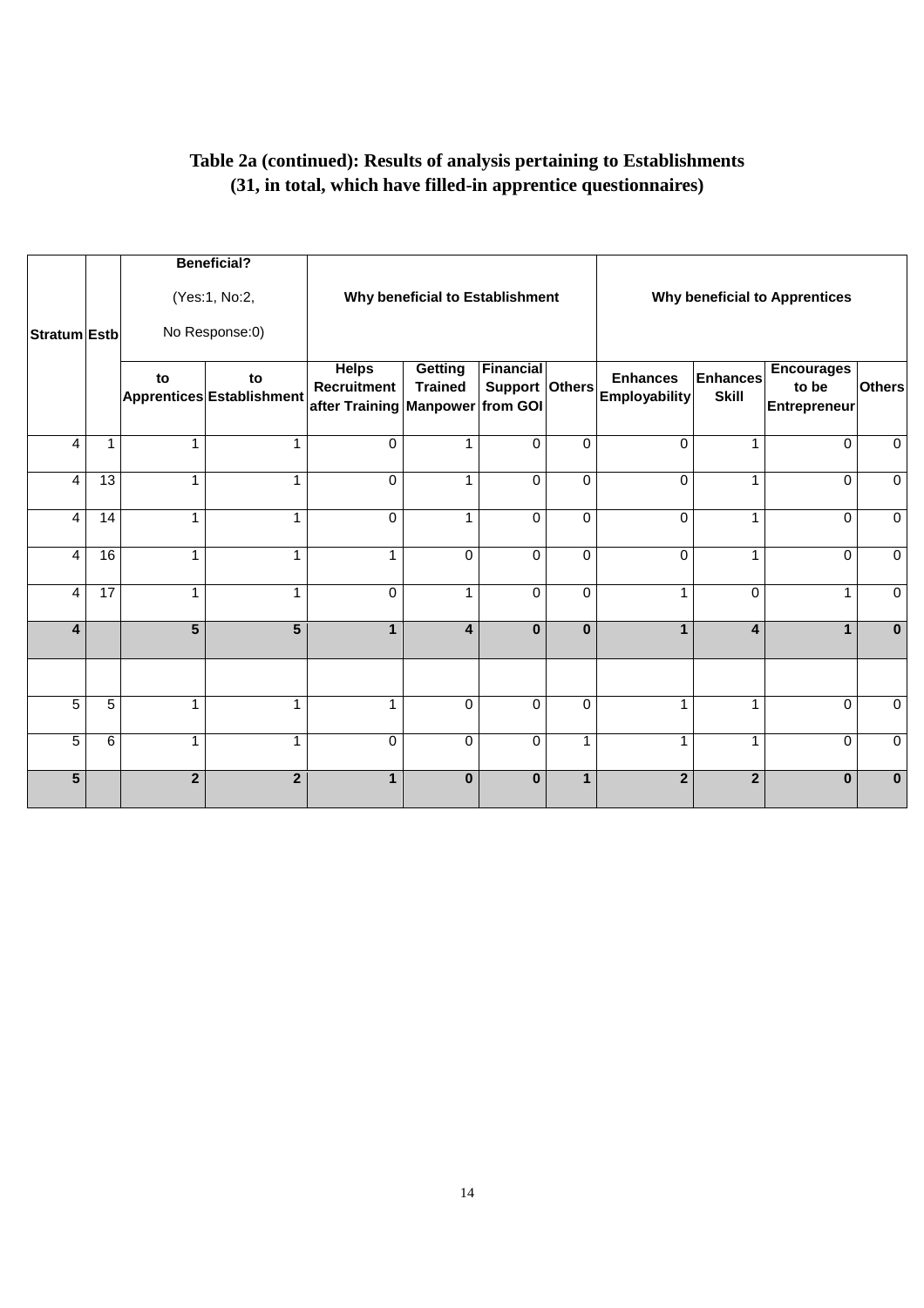**Table 2a (continued): Results of analysis pertaining to Establishments (31, in total, which have filled-in apprentice questionnaires)**

| Stratum | Estb | Beneficial? (Yes:1, No:2, No Response:0) | | Why beneficial to Establishment | | | | Why beneficial to Apprentices | | | |
|---|---|---|---|---|---|---|---|---|---|---|---|
| | | to Apprentices | to Establishment | Helps Recruitment after Training | Getting Trained Manpower | Financial Support from GOI | Others | Enhances Employability | Enhances Skill | Encourages to be Entrepreneur | Others |
| 4 | 1 | 1 | 1 | 0 | 1 | 0 | 0 | 0 | 1 | 0 | 0 |
| 4 | 13 | 1 | 1 | 0 | 1 | 0 | 0 | 0 | 1 | 0 | 0 |
| 4 | 14 | 1 | 1 | 0 | 1 | 0 | 0 | 0 | 1 | 0 | 0 |
| 4 | 16 | 1 | 1 | 1 | 0 | 0 | 0 | 0 | 1 | 0 | 0 |
| 4 | 17 | 1 | 1 | 0 | 1 | 0 | 0 | 1 | 0 | 1 | 0 |
| **4** | | **5** | **5** | **1** | **4** | **0** | **0** | **1** | **4** | **1** | **0** |
| | | | | | | | | | | | |
| 5 | 5 | 1 | 1 | 1 | 0 | 0 | 0 | 1 | 1 | 0 | 0 |
| 5 | 6 | 1 | 1 | 0 | 0 | 0 | 1 | 1 | 1 | 0 | 0 |
| **5** | | **2** | **2** | **1** | **0** | **0** | **1** | **2** | **2** | **0** | **0** |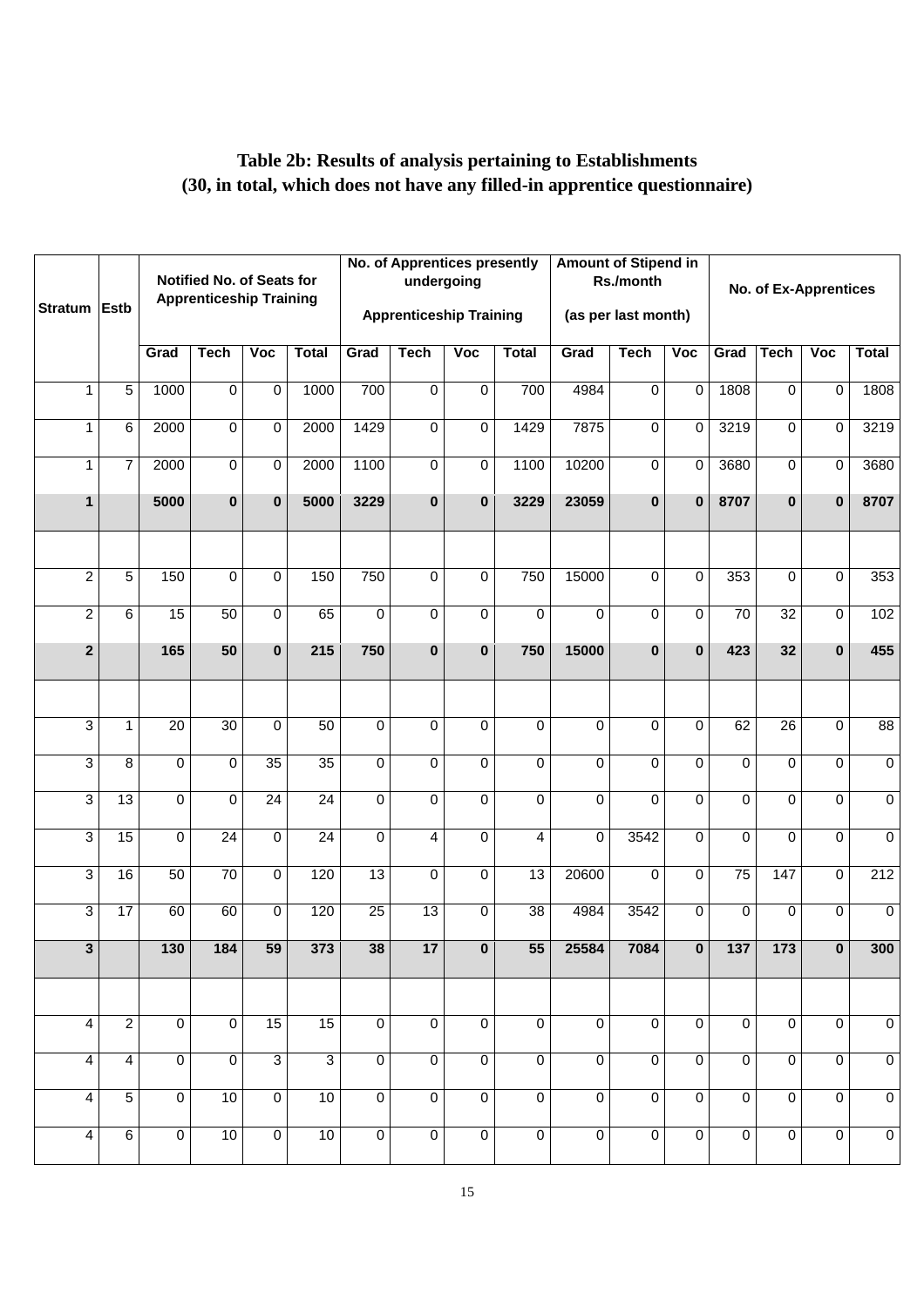**Table 2b: Results of analysis pertaining to Establishments (30, in total, which does not have any filled-in apprentice questionnaire)**

| Stratum | Estb | Notified No. of Seats for Apprenticeship Training | | | | No. of Apprentices presently undergoing Apprenticeship Training | | | | Amount of Stipend in Rs./month (as per last month) | | | No. of Ex-Apprentices | | | |
|---|---|---|---|---|---|---|---|---|---|---|---|---|---|---|---|---|
| | | Grad | Tech | Voc | Total | Grad | Tech | Voc | Total | Grad | Tech | Voc | Grad | Tech | Voc | Total |
| 1 | 5 | 1000 | 0 | 0 | 1000 | 700 | 0 | 0 | 700 | 4984 | 0 | 0 | 1808 | 0 | 0 | 1808 |
| 1 | 6 | 2000 | 0 | 0 | 2000 | 1429 | 0 | 0 | 1429 | 7875 | 0 | 0 | 3219 | 0 | 0 | 3219 |
| 1 | 7 | 2000 | 0 | 0 | 2000 | 1100 | 0 | 0 | 1100 | 10200 | 0 | 0 | 3680 | 0 | 0 | 3680 |
| **1** | | **5000** | **0** | **0** | **5000** | **3229** | **0** | **0** | **3229** | **23059** | **0** | **0** | **8707** | **0** | **0** | **8707** |
| | | | | | | | | | | | | | | | | |
| 2 | 5 | 150 | 0 | 0 | 150 | 750 | 0 | 0 | 750 | 15000 | 0 | 0 | 353 | 0 | 0 | 353 |
| 2 | 6 | 15 | 50 | 0 | 65 | 0 | 0 | 0 | 0 | 0 | 0 | 0 | 70 | 32 | 0 | 102 |
| **2** | | **165** | **50** | **0** | **215** | **750** | **0** | **0** | **750** | **15000** | **0** | **0** | **423** | **32** | **0** | **455** |
| | | | | | | | | | | | | | | | | |
| 3 | 1 | 20 | 30 | 0 | 50 | 0 | 0 | 0 | 0 | 0 | 0 | 0 | 62 | 26 | 0 | 88 |
| 3 | 8 | 0 | 0 | 35 | 35 | 0 | 0 | 0 | 0 | 0 | 0 | 0 | 0 | 0 | 0 | 0 |
| 3 | 13 | 0 | 0 | 24 | 24 | 0 | 0 | 0 | 0 | 0 | 0 | 0 | 0 | 0 | 0 | 0 |
| 3 | 15 | 0 | 24 | 0 | 24 | 0 | 4 | 0 | 4 | 0 | 3542 | 0 | 0 | 0 | 0 | 0 |
| 3 | 16 | 50 | 70 | 0 | 120 | 13 | 0 | 0 | 13 | 20600 | 0 | 0 | 75 | 147 | 0 | 212 |
| 3 | 17 | 60 | 60 | 0 | 120 | 25 | 13 | 0 | 38 | 4984 | 3542 | 0 | 0 | 0 | 0 | 0 |
| **3** | | **130** | **184** | **59** | **373** | **38** | **17** | **0** | **55** | **25584** | **7084** | **0** | **137** | **173** | **0** | **300** |
| | | | | | | | | | | | | | | | | |
| 4 | 2 | 0 | 0 | 15 | 15 | 0 | 0 | 0 | 0 | 0 | 0 | 0 | 0 | 0 | 0 | 0 |
| 4 | 4 | 0 | 0 | 3 | 3 | 0 | 0 | 0 | 0 | 0 | 0 | 0 | 0 | 0 | 0 | 0 |
| 4 | 5 | 0 | 10 | 0 | 10 | 0 | 0 | 0 | 0 | 0 | 0 | 0 | 0 | 0 | 0 | 0 |
| 4 | 6 | 0 | 10 | 0 | 10 | 0 | 0 | 0 | 0 | 0 | 0 | 0 | 0 | 0 | 0 | 0 |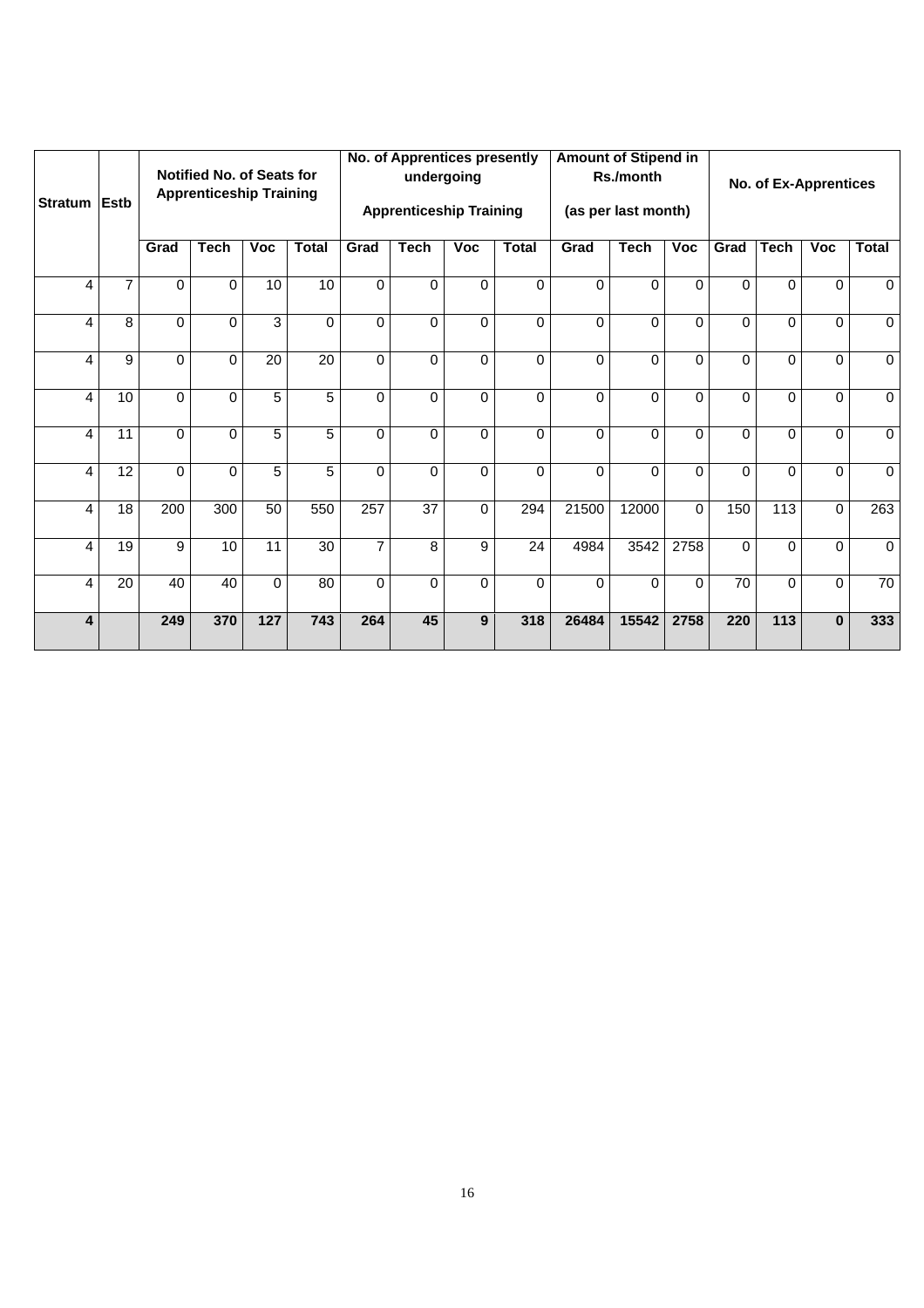| Stratum | Estb | Notified No. of Seats for Apprenticeship Training | | | | No. of Apprentices presently undergoing Apprenticeship Training | | | | Amount of Stipend in Rs./month (as per last month) | | | No. of Ex-Apprentices | | | |
|---|---|---|---|---|---|---|---|---|---|---|---|---|---|---|---|---|
| | | Grad | Tech | Voc | Total | Grad | Tech | Voc | Total | Grad | Tech | Voc | Grad | Tech | Voc | Total |
| 4 | 7 | 0 | 0 | 10 | 10 | 0 | 0 | 0 | 0 | 0 | 0 | 0 | 0 | 0 | 0 | 0 |
| 4 | 8 | 0 | 0 | 3 | 0 | 0 | 0 | 0 | 0 | 0 | 0 | 0 | 0 | 0 | 0 | 0 |
| 4 | 9 | 0 | 0 | 20 | 20 | 0 | 0 | 0 | 0 | 0 | 0 | 0 | 0 | 0 | 0 | 0 |
| 4 | 10 | 0 | 0 | 5 | 5 | 0 | 0 | 0 | 0 | 0 | 0 | 0 | 0 | 0 | 0 | 0 |
| 4 | 11 | 0 | 0 | 5 | 5 | 0 | 0 | 0 | 0 | 0 | 0 | 0 | 0 | 0 | 0 | 0 |
| 4 | 12 | 0 | 0 | 5 | 5 | 0 | 0 | 0 | 0 | 0 | 0 | 0 | 0 | 0 | 0 | 0 |
| 4 | 18 | 200 | 300 | 50 | 550 | 257 | 37 | 0 | 294 | 21500 | 12000 | 0 | 150 | 113 | 0 | 263 |
| 4 | 19 | 9 | 10 | 11 | 30 | 7 | 8 | 9 | 24 | 4984 | 3542 | 2758 | 0 | 0 | 0 | 0 |
| 4 | 20 | 40 | 40 | 0 | 80 | 0 | 0 | 0 | 0 | 0 | 0 | 0 | 70 | 0 | 0 | 70 |
| **4** | | **249** | **370** | **127** | **743** | **264** | **45** | **9** | **318** | **26484** | **15542** | **2758** | **220** | **113** | **0** | **333** |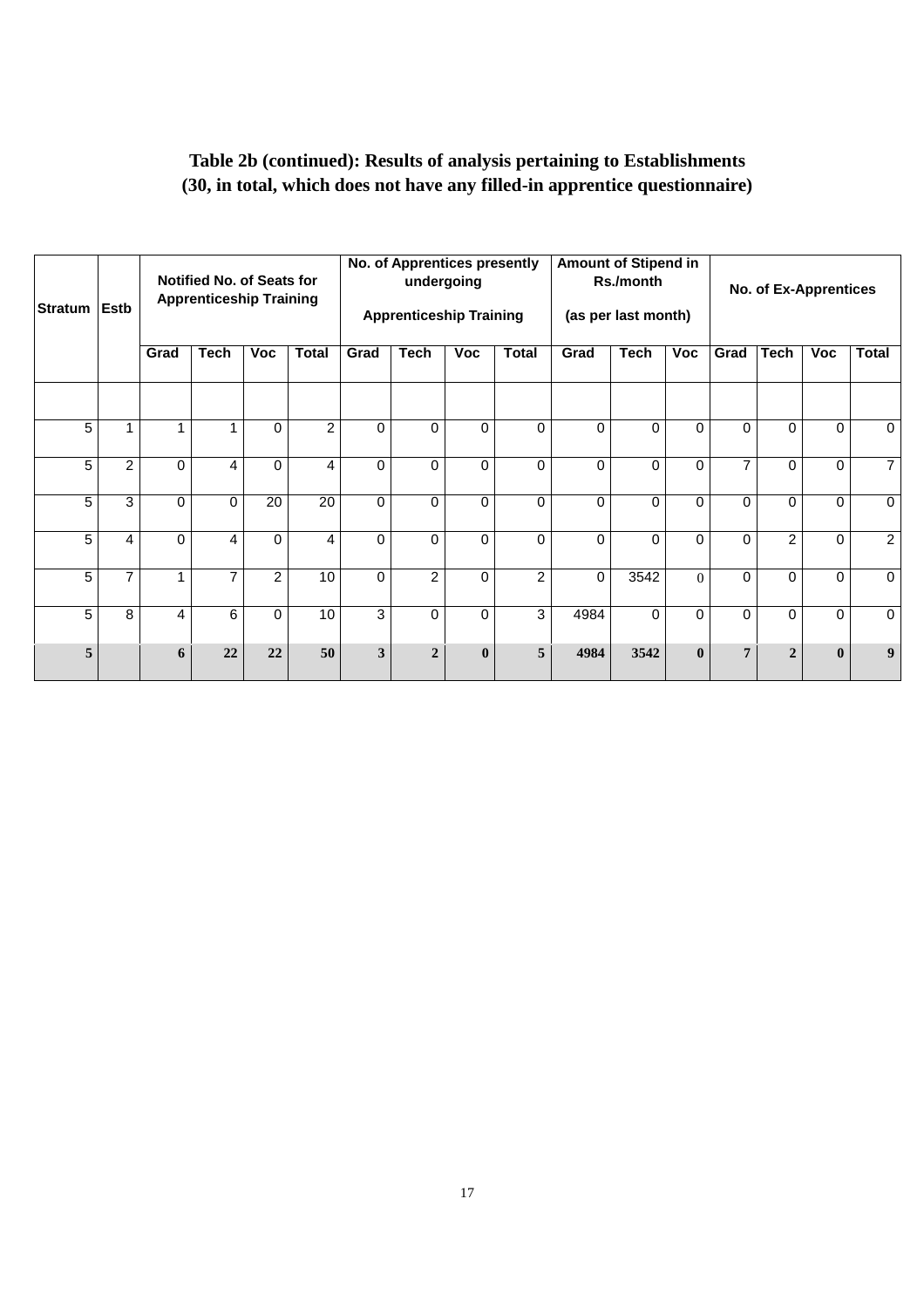**Table 2b (continued): Results of analysis pertaining to Establishments (30, in total, which does not have any filled-in apprentice questionnaire)**

| Stratum | Estb | Notified No. of Seats for Apprenticeship Training | | | | No. of Apprentices presently undergoing Apprenticeship Training | | | | Amount of Stipend in Rs./month (as per last month) | | | No. of Ex-Apprentices | | | |
|---|---|---|---|---|---|---|---|---|---|---|---|---|---|---|---|---|
| | | Grad | Tech | Voc | Total | Grad | Tech | Voc | Total | Grad | Tech | Voc | Grad | Tech | Voc | Total |
| 5 | 1 | 1 | 1 | 0 | 2 | 0 | 0 | 0 | 0 | 0 | 0 | 0 | 0 | 0 | 0 | 0 |
| 5 | 2 | 0 | 4 | 0 | 4 | 0 | 0 | 0 | 0 | 0 | 0 | 0 | 7 | 0 | 0 | 7 |
| 5 | 3 | 0 | 0 | 20 | 20 | 0 | 0 | 0 | 0 | 0 | 0 | 0 | 0 | 0 | 0 | 0 |
| 5 | 4 | 0 | 4 | 0 | 4 | 0 | 0 | 0 | 0 | 0 | 0 | 0 | 0 | 2 | 0 | 2 |
| 5 | 7 | 1 | 7 | 2 | 10 | 0 | 2 | 0 | 2 | 0 | 3542 | 0 | 0 | 0 | 0 | 0 |
| 5 | 8 | 4 | 6 | 0 | 10 | 3 | 0 | 0 | 3 | 4984 | 0 | 0 | 0 | 0 | 0 | 0 |
| **5** | | **6** | **22** | **22** | **50** | **3** | **2** | **0** | **5** | **4984** | **3542** | **0** | **7** | **2** | **0** | **9** |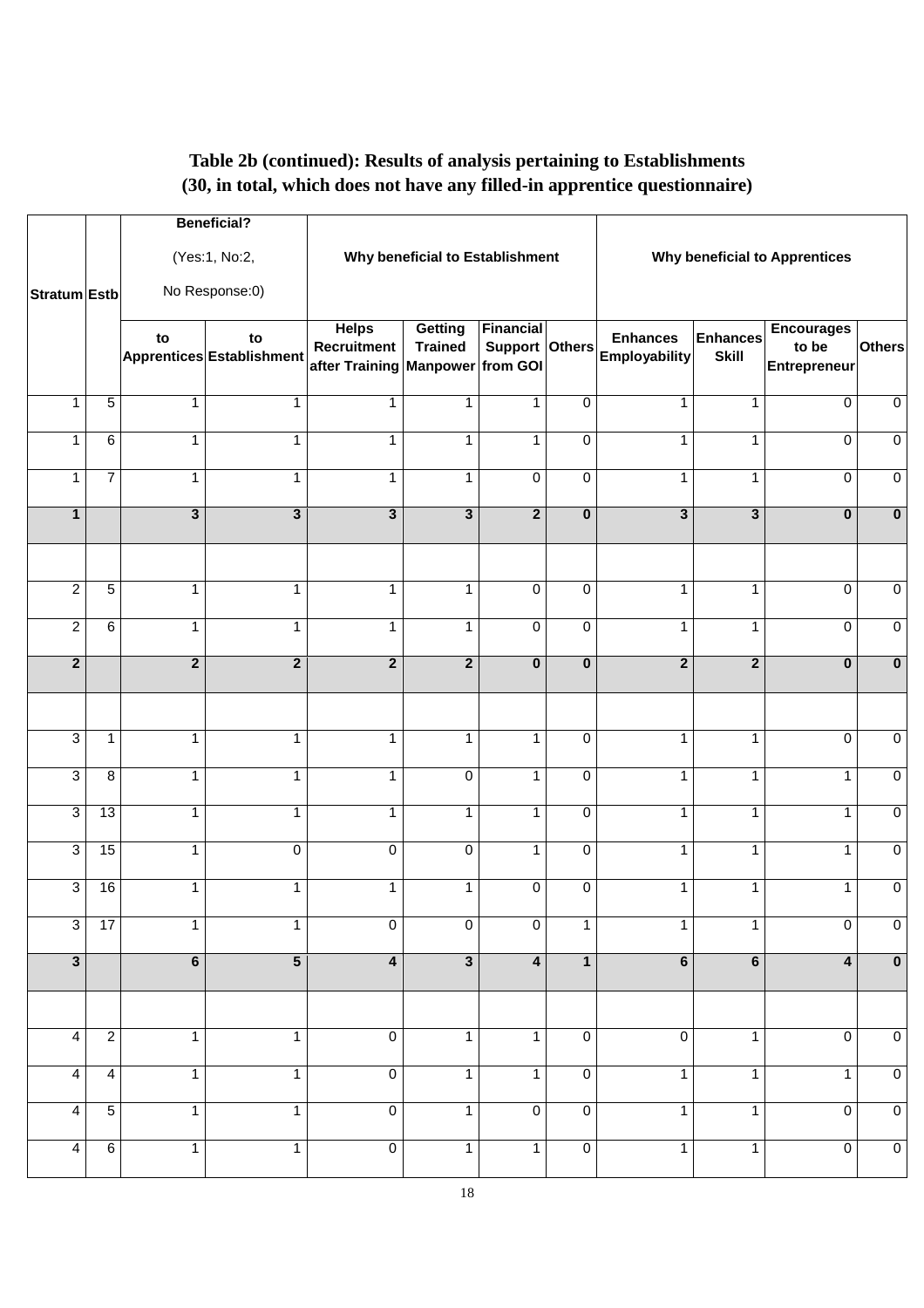**Table 2b (continued): Results of analysis pertaining to Establishments (30, in total, which does not have any filled-in apprentice questionnaire)**

| Stratum | Estb | Beneficial? (Yes:1, No:2, No Response:0) | | Why beneficial to Establishment | | | | Why beneficial to Apprentices | | | |
|---|---|---|---|---|---|---|---|---|---|---|---|
| | | to Apprentices | to Establishment | Helps Recruitment after Training | Getting Trained Manpower | Financial Support from GOI | Others | Enhances Employability | Enhances Skill | Encourages to be Entrepreneur | Others |
| 1 | 5 | 1 | 1 | 1 | 1 | 1 | 0 | 1 | 1 | 0 | 0 |
| 1 | 6 | 1 | 1 | 1 | 1 | 1 | 0 | 1 | 1 | 0 | 0 |
| 1 | 7 | 1 | 1 | 1 | 1 | 0 | 0 | 1 | 1 | 0 | 0 |
| **1** | | **3** | **3** | **3** | **3** | **2** | **0** | **3** | **3** | **0** | **0** |
| | | | | | | | | | | | |
| 2 | 5 | 1 | 1 | 1 | 1 | 0 | 0 | 1 | 1 | 0 | 0 |
| 2 | 6 | 1 | 1 | 1 | 1 | 0 | 0 | 1 | 1 | 0 | 0 |
| **2** | | **2** | **2** | **2** | **2** | **0** | **0** | **2** | **2** | **0** | **0** |
| | | | | | | | | | | | |
| 3 | 1 | 1 | 1 | 1 | 1 | 1 | 0 | 1 | 1 | 0 | 0 |
| 3 | 8 | 1 | 1 | 1 | 0 | 1 | 0 | 1 | 1 | 1 | 0 |
| 3 | 13 | 1 | 1 | 1 | 1 | 1 | 0 | 1 | 1 | 1 | 0 |
| 3 | 15 | 1 | 0 | 0 | 0 | 1 | 0 | 1 | 1 | 1 | 0 |
| 3 | 16 | 1 | 1 | 1 | 1 | 0 | 0 | 1 | 1 | 1 | 0 |
| 3 | 17 | 1 | 1 | 0 | 0 | 0 | 1 | 1 | 1 | 0 | 0 |
| **3** | | **6** | **5** | **4** | **3** | **4** | **1** | **6** | **6** | **4** | **0** |
| | | | | | | | | | | | |
| 4 | 2 | 1 | 1 | 0 | 1 | 1 | 0 | 0 | 1 | 0 | 0 |
| 4 | 4 | 1 | 1 | 0 | 1 | 1 | 0 | 1 | 1 | 1 | 0 |
| 4 | 5 | 1 | 1 | 0 | 1 | 0 | 0 | 1 | 1 | 0 | 0 |
| 4 | 6 | 1 | 1 | 0 | 1 | 1 | 0 | 1 | 1 | 0 | 0 |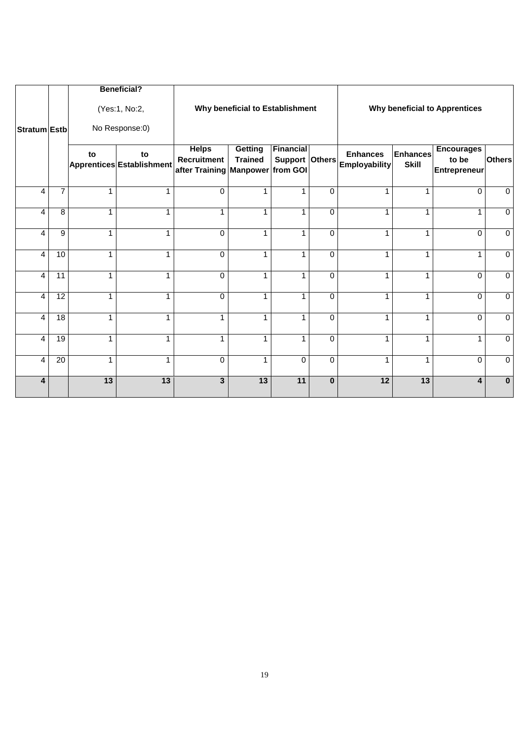| Stratum | Estb | Beneficial? (Yes:1, No:2, No Response:0) | | Why beneficial to Establishment | | | | Why beneficial to Apprentices | | | |
|---|---|---|---|---|---|---|---|---|---|---|---|
| | | to Apprentices | to Establishment | Helps Recruitment after Training | Getting Trained Manpower | Financial Support from GOI | Others | Enhances Employability | Enhances Skill | Encourages to be Entrepreneur | Others |
| 4 | 7 | 1 | 1 | 0 | 1 | 1 | 0 | 1 | 1 | 0 | 0 |
| 4 | 8 | 1 | 1 | 1 | 1 | 1 | 0 | 1 | 1 | 1 | 0 |
| 4 | 9 | 1 | 1 | 0 | 1 | 1 | 0 | 1 | 1 | 0 | 0 |
| 4 | 10 | 1 | 1 | 0 | 1 | 1 | 0 | 1 | 1 | 1 | 0 |
| 4 | 11 | 1 | 1 | 0 | 1 | 1 | 0 | 1 | 1 | 0 | 0 |
| 4 | 12 | 1 | 1 | 0 | 1 | 1 | 0 | 1 | 1 | 0 | 0 |
| 4 | 18 | 1 | 1 | 1 | 1 | 1 | 0 | 1 | 1 | 0 | 0 |
| 4 | 19 | 1 | 1 | 1 | 1 | 1 | 0 | 1 | 1 | 1 | 0 |
| 4 | 20 | 1 | 1 | 0 | 1 | 0 | 0 | 1 | 1 | 0 | 0 |
| **4** | | **13** | **13** | **3** | **13** | **11** | **0** | **12** | **13** | **4** | **0** |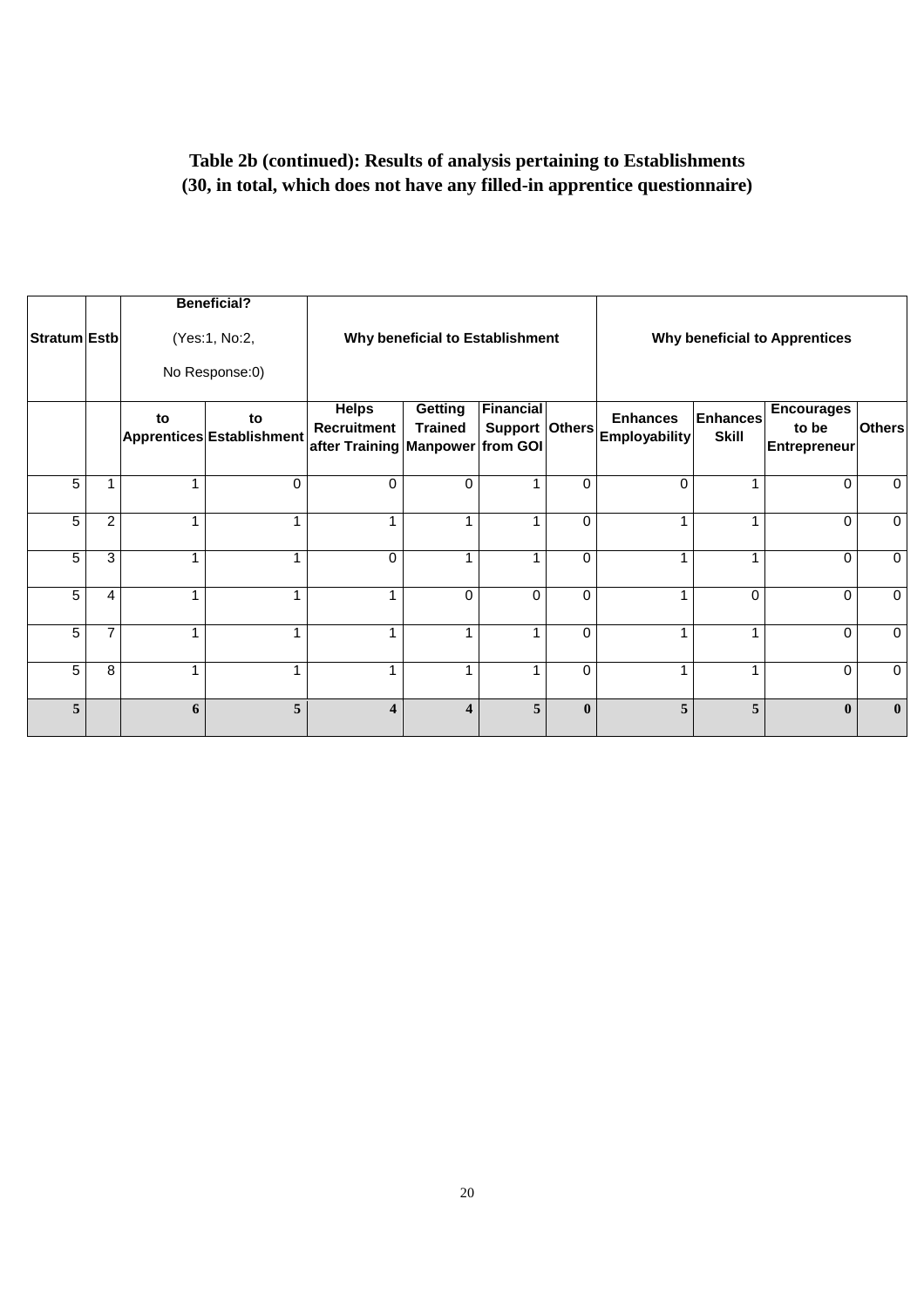**Table 2b (continued): Results of analysis pertaining to Establishments (30, in total, which does not have any filled-in apprentice questionnaire)**

| Stratum | Estb | Beneficial? (Yes:1, No:2, No Response:0) | | Why beneficial to Establishment | | | | Why beneficial to Apprentices | | | |
|---|---|---|---|---|---|---|---|---|---|---|---|
| | | to Apprentices | to Establishment | Helps Recruitment after Training | Getting Trained Manpower | Financial Support from GOI | Others | Enhances Employability | Enhances Skill | Encourages to be Entrepreneur | Others |
| 5 | 1 | 1 | 0 | 0 | 0 | 1 | 0 | 0 | 1 | 0 | 0 |
| 5 | 2 | 1 | 1 | 1 | 1 | 1 | 0 | 1 | 1 | 0 | 0 |
| 5 | 3 | 1 | 1 | 0 | 1 | 1 | 0 | 1 | 1 | 0 | 0 |
| 5 | 4 | 1 | 1 | 1 | 0 | 0 | 0 | 1 | 0 | 0 | 0 |
| 5 | 7 | 1 | 1 | 1 | 1 | 1 | 0 | 1 | 1 | 0 | 0 |
| 5 | 8 | 1 | 1 | 1 | 1 | 1 | 0 | 1 | 1 | 0 | 0 |
| **5** | | **6** | **5** | **4** | **4** | **5** | **0** | **5** | **5** | **0** | **0** |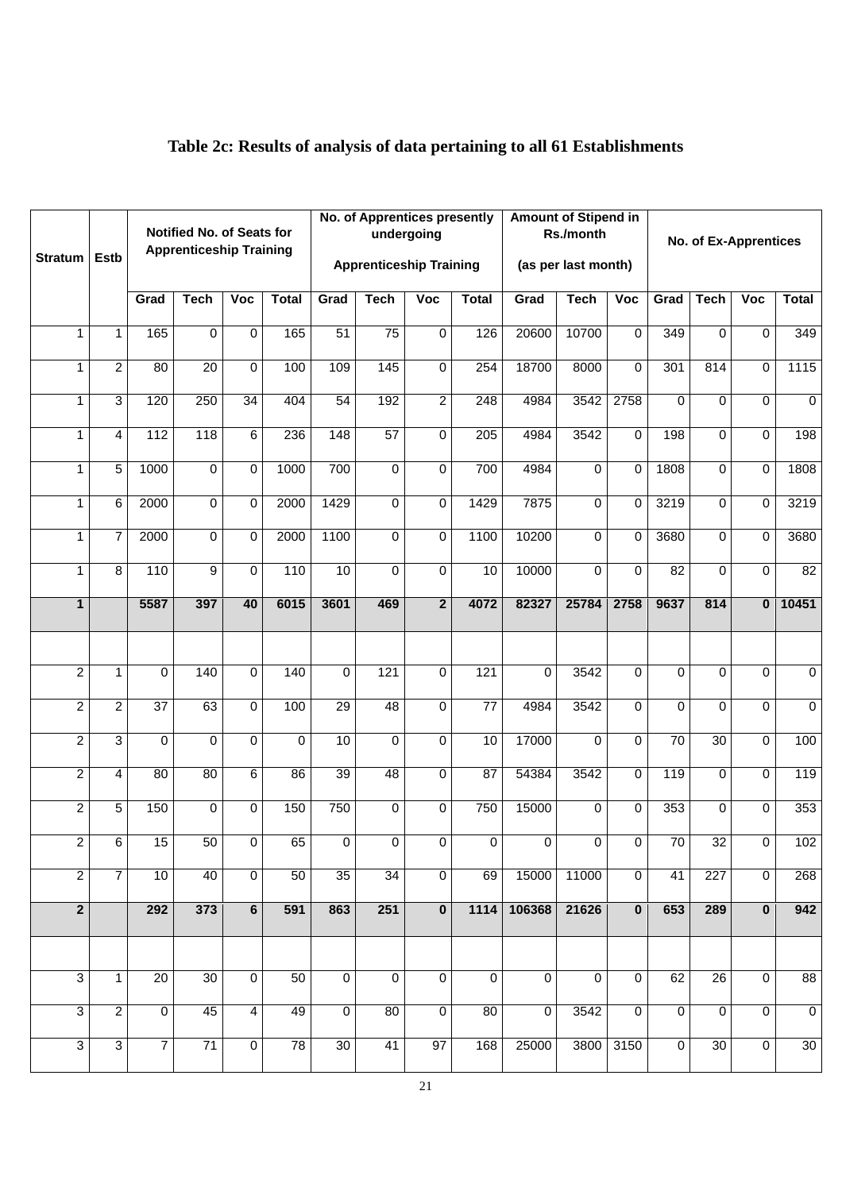# Table 2c: Results of analysis of data pertaining to all 61 Establishments

| Stratum | Estb | Notified No. of Seats for Apprenticeship Training | | | | No. of Apprentices presently undergoing Apprenticeship Training | | | | Amount of Stipend in Rs./month (as per last month) | | | No. of Ex-Apprentices | | | |
|---|---|---|---|---|---|---|---|---|---|---|---|---|---|---|---|---|
| | | Grad | Tech | Voc | Total | Grad | Tech | Voc | Total | Grad | Tech | Voc | Grad | Tech | Voc | Total |
| 1 | 1 | 165 | 0 | 0 | 165 | 51 | 75 | 0 | 126 | 20600 | 10700 | 0 | 349 | 0 | 0 | 349 |
| 1 | 2 | 80 | 20 | 0 | 100 | 109 | 145 | 0 | 254 | 18700 | 8000 | 0 | 301 | 814 | 0 | 1115 |
| 1 | 3 | 120 | 250 | 34 | 404 | 54 | 192 | 2 | 248 | 4984 | 3542 | 2758 | 0 | 0 | 0 | 0 |
| 1 | 4 | 112 | 118 | 6 | 236 | 148 | 57 | 0 | 205 | 4984 | 3542 | 0 | 198 | 0 | 0 | 198 |
| 1 | 5 | 1000 | 0 | 0 | 1000 | 700 | 0 | 0 | 700 | 4984 | 0 | 0 | 1808 | 0 | 0 | 1808 |
| 1 | 6 | 2000 | 0 | 0 | 2000 | 1429 | 0 | 0 | 1429 | 7875 | 0 | 0 | 3219 | 0 | 0 | 3219 |
| 1 | 7 | 2000 | 0 | 0 | 2000 | 1100 | 0 | 0 | 1100 | 10200 | 0 | 0 | 3680 | 0 | 0 | 3680 |
| 1 | 8 | 110 | 9 | 0 | 110 | 10 | 0 | 0 | 10 | 10000 | 0 | 0 | 82 | 0 | 0 | 82 |
| **1** | | **5587** | **397** | **40** | **6015** | **3601** | **469** | **2** | **4072** | **82327** | **25784** | **2758** | **9637** | **814** | **0** | **10451** |
| | | | | | | | | | | | | | | | | |
| 2 | 1 | 0 | 140 | 0 | 140 | 0 | 121 | 0 | 121 | 0 | 3542 | 0 | 0 | 0 | 0 | 0 |
| 2 | 2 | 37 | 63 | 0 | 100 | 29 | 48 | 0 | 77 | 4984 | 3542 | 0 | 0 | 0 | 0 | 0 |
| 2 | 3 | 0 | 0 | 0 | 0 | 10 | 0 | 0 | 10 | 17000 | 0 | 0 | 70 | 30 | 0 | 100 |
| 2 | 4 | 80 | 80 | 6 | 86 | 39 | 48 | 0 | 87 | 54384 | 3542 | 0 | 119 | 0 | 0 | 119 |
| 2 | 5 | 150 | 0 | 0 | 150 | 750 | 0 | 0 | 750 | 15000 | 0 | 0 | 353 | 0 | 0 | 353 |
| 2 | 6 | 15 | 50 | 0 | 65 | 0 | 0 | 0 | 0 | 0 | 0 | 0 | 70 | 32 | 0 | 102 |
| 2 | 7 | 10 | 40 | 0 | 50 | 35 | 34 | 0 | 69 | 15000 | 11000 | 0 | 41 | 227 | 0 | 268 |
| **2** | | **292** | **373** | **6** | **591** | **863** | **251** | **0** | **1114** | **106368** | **21626** | **0** | **653** | **289** | **0** | **942** |
| | | | | | | | | | | | | | | | | |
| 3 | 1 | 20 | 30 | 0 | 50 | 0 | 0 | 0 | 0 | 0 | 0 | 0 | 62 | 26 | 0 | 88 |
| 3 | 2 | 0 | 45 | 4 | 49 | 0 | 80 | 0 | 80 | 0 | 3542 | 0 | 0 | 0 | 0 | 0 |
| 3 | 3 | 7 | 71 | 0 | 78 | 30 | 41 | 97 | 168 | 25000 | 3800 | 3150 | 0 | 30 | 0 | 30 |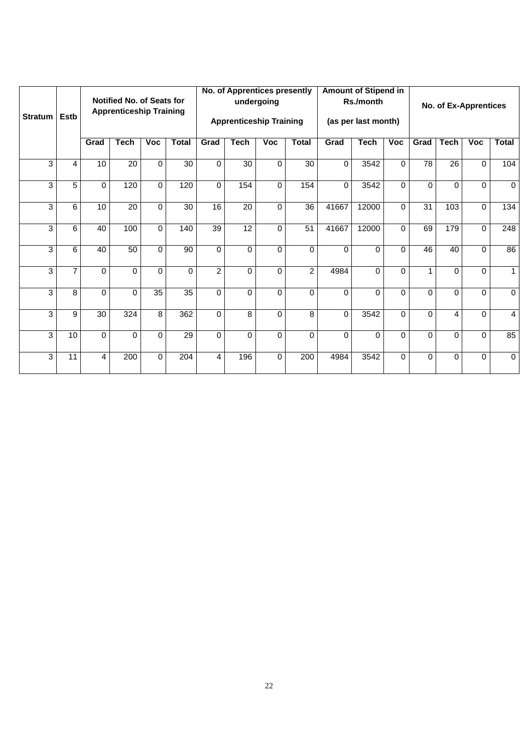| Stratum | Estb | Notified No. of Seats for Apprenticeship Training | | | | No. of Apprentices presently undergoing Apprenticeship Training | | | | Amount of Stipend in Rs./month (as per last month) | | | No. of Ex-Apprentices | | | |
|---|---|---|---|---|---|---|---|---|---|---|---|---|---|---|---|---|
| | | Grad | Tech | Voc | Total | Grad | Tech | Voc | Total | Grad | Tech | Voc | Grad | Tech | Voc | Total |
| 3 | 4 | 10 | 20 | 0 | 30 | 0 | 30 | 0 | 30 | 0 | 3542 | 0 | 78 | 26 | 0 | 104 |
| 3 | 5 | 0 | 120 | 0 | 120 | 0 | 154 | 0 | 154 | 0 | 3542 | 0 | 0 | 0 | 0 | 0 |
| 3 | 6 | 10 | 20 | 0 | 30 | 16 | 20 | 0 | 36 | 41667 | 12000 | 0 | 31 | 103 | 0 | 134 |
| 3 | 6 | 40 | 100 | 0 | 140 | 39 | 12 | 0 | 51 | 41667 | 12000 | 0 | 69 | 179 | 0 | 248 |
| 3 | 6 | 40 | 50 | 0 | 90 | 0 | 0 | 0 | 0 | 0 | 0 | 0 | 46 | 40 | 0 | 86 |
| 3 | 7 | 0 | 0 | 0 | 0 | 2 | 0 | 0 | 2 | 4984 | 0 | 0 | 1 | 0 | 0 | 1 |
| 3 | 8 | 0 | 0 | 35 | 35 | 0 | 0 | 0 | 0 | 0 | 0 | 0 | 0 | 0 | 0 | 0 |
| 3 | 9 | 30 | 324 | 8 | 362 | 0 | 8 | 0 | 8 | 0 | 3542 | 0 | 0 | 4 | 0 | 4 |
| 3 | 10 | 0 | 0 | 0 | 29 | 0 | 0 | 0 | 0 | 0 | 0 | 0 | 0 | 0 | 0 | 85 |
| 3 | 11 | 4 | 200 | 0 | 204 | 4 | 196 | 0 | 200 | 4984 | 3542 | 0 | 0 | 0 | 0 | 0 |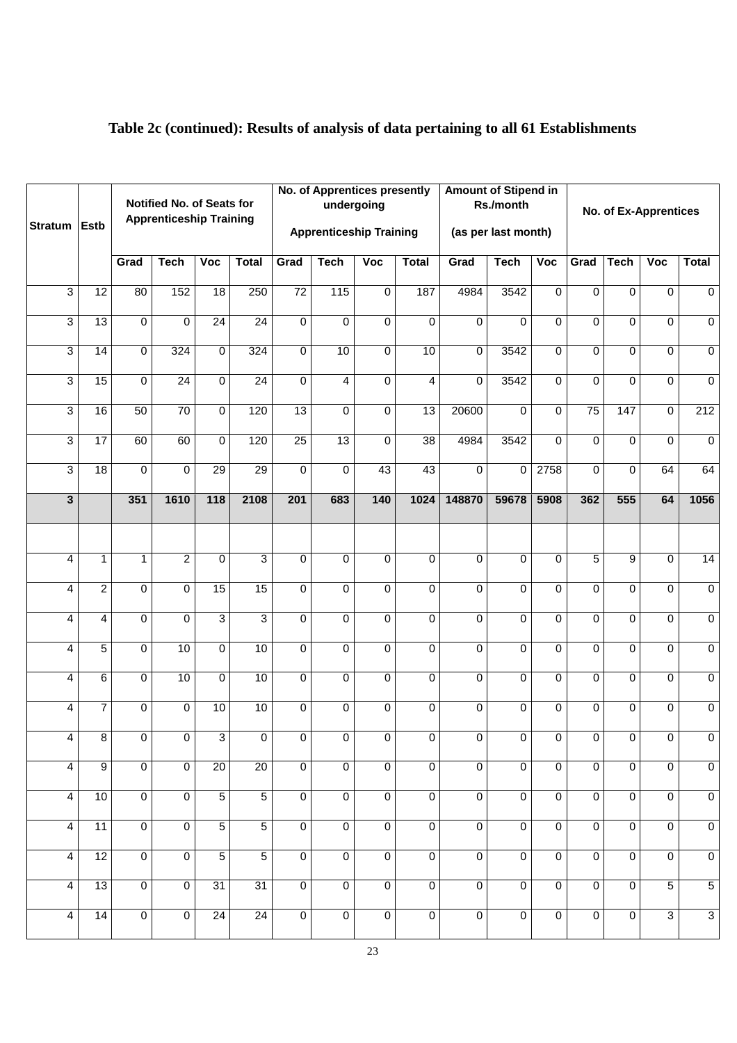## Table 2c (continued): Results of analysis of data pertaining to all 61 Establishments

| Stratum | Estb | Notified No. of Seats for Apprenticeship Training | | | | No. of Apprentices presently undergoing Apprenticeship Training | | | | Amount of Stipend in Rs./month (as per last month) | | | No. of Ex-Apprentices | | | |
|---|---|---|---|---|---|---|---|---|---|---|---|---|---|---|---|---|
| | | Grad | Tech | Voc | Total | Grad | Tech | Voc | Total | Grad | Tech | Voc | Grad | Tech | Voc | Total |
| 3 | 12 | 80 | 152 | 18 | 250 | 72 | 115 | 0 | 187 | 4984 | 3542 | 0 | 0 | 0 | 0 | 0 |
| 3 | 13 | 0 | 0 | 24 | 24 | 0 | 0 | 0 | 0 | 0 | 0 | 0 | 0 | 0 | 0 | 0 |
| 3 | 14 | 0 | 324 | 0 | 324 | 0 | 10 | 0 | 10 | 0 | 3542 | 0 | 0 | 0 | 0 | 0 |
| 3 | 15 | 0 | 24 | 0 | 24 | 0 | 4 | 0 | 4 | 0 | 3542 | 0 | 0 | 0 | 0 | 0 |
| 3 | 16 | 50 | 70 | 0 | 120 | 13 | 0 | 0 | 13 | 20600 | 0 | 0 | 75 | 147 | 0 | 212 |
| 3 | 17 | 60 | 60 | 0 | 120 | 25 | 13 | 0 | 38 | 4984 | 3542 | 0 | 0 | 0 | 0 | 0 |
| 3 | 18 | 0 | 0 | 29 | 29 | 0 | 0 | 43 | 43 | 0 | 0 | 2758 | 0 | 0 | 64 | 64 |
| **3** | | **351** | **1610** | **118** | **2108** | **201** | **683** | **140** | **1024** | **148870** | **59678** | **5908** | **362** | **555** | **64** | **1056** |
| | | | | | | | | | | | | | | | | |
| 4 | 1 | 1 | 2 | 0 | 3 | 0 | 0 | 0 | 0 | 0 | 0 | 0 | 5 | 9 | 0 | 14 |
| 4 | 2 | 0 | 0 | 15 | 15 | 0 | 0 | 0 | 0 | 0 | 0 | 0 | 0 | 0 | 0 | 0 |
| 4 | 4 | 0 | 0 | 3 | 3 | 0 | 0 | 0 | 0 | 0 | 0 | 0 | 0 | 0 | 0 | 0 |
| 4 | 5 | 0 | 10 | 0 | 10 | 0 | 0 | 0 | 0 | 0 | 0 | 0 | 0 | 0 | 0 | 0 |
| 4 | 6 | 0 | 10 | 0 | 10 | 0 | 0 | 0 | 0 | 0 | 0 | 0 | 0 | 0 | 0 | 0 |
| 4 | 7 | 0 | 0 | 10 | 10 | 0 | 0 | 0 | 0 | 0 | 0 | 0 | 0 | 0 | 0 | 0 |
| 4 | 8 | 0 | 0 | 3 | 0 | 0 | 0 | 0 | 0 | 0 | 0 | 0 | 0 | 0 | 0 | 0 |
| 4 | 9 | 0 | 0 | 20 | 20 | 0 | 0 | 0 | 0 | 0 | 0 | 0 | 0 | 0 | 0 | 0 |
| 4 | 10 | 0 | 0 | 5 | 5 | 0 | 0 | 0 | 0 | 0 | 0 | 0 | 0 | 0 | 0 | 0 |
| 4 | 11 | 0 | 0 | 5 | 5 | 0 | 0 | 0 | 0 | 0 | 0 | 0 | 0 | 0 | 0 | 0 |
| 4 | 12 | 0 | 0 | 5 | 5 | 0 | 0 | 0 | 0 | 0 | 0 | 0 | 0 | 0 | 0 | 0 |
| 4 | 13 | 0 | 0 | 31 | 31 | 0 | 0 | 0 | 0 | 0 | 0 | 0 | 0 | 0 | 5 | 5 |
| 4 | 14 | 0 | 0 | 24 | 24 | 0 | 0 | 0 | 0 | 0 | 0 | 0 | 0 | 0 | 3 | 3 |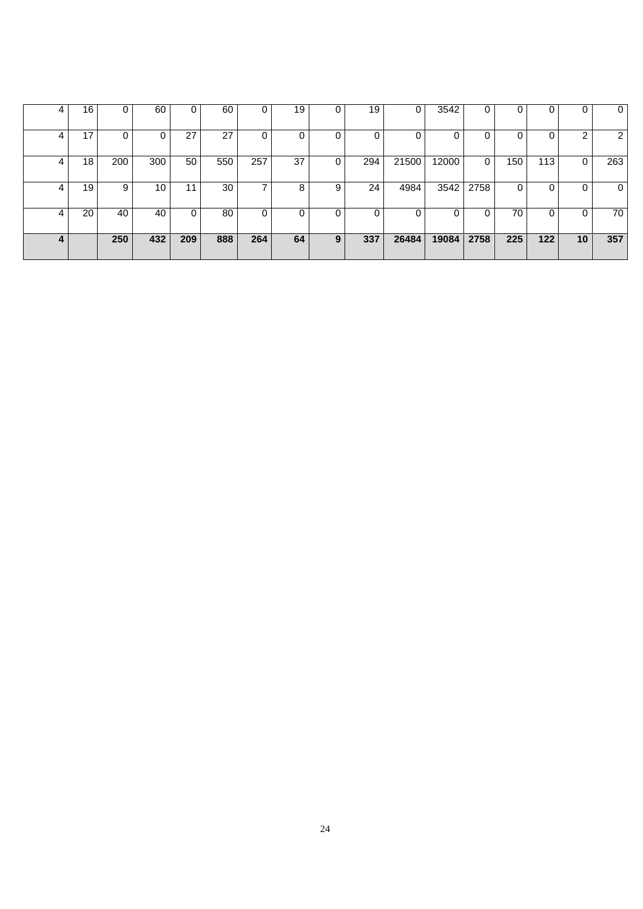| | | | | | | | | | | | | | | | | |
|---|---|---|---|---|---|---|---|---|---|---|---|---|---|---|---|---|
| 4 | 16 | 0 | 60 | 0 | 60 | 0 | 19 | 0 | 19 | 0 | 3542 | 0 | 0 | 0 | 0 | 0 |
| 4 | 17 | 0 | 0 | 27 | 27 | 0 | 0 | 0 | 0 | 0 | 0 | 0 | 0 | 0 | 2 | 2 |
| 4 | 18 | 200 | 300 | 50 | 550 | 257 | 37 | 0 | 294 | 21500 | 12000 | 0 | 150 | 113 | 0 | 263 |
| 4 | 19 | 9 | 10 | 11 | 30 | 7 | 8 | 9 | 24 | 4984 | 3542 | 2758 | 0 | 0 | 0 | 0 |
| 4 | 20 | 40 | 40 | 0 | 80 | 0 | 0 | 0 | 0 | 0 | 0 | 0 | 70 | 0 | 0 | 70 |
| **4** | | **250** | **432** | **209** | **888** | **264** | **64** | **9** | **337** | **26484** | **19084** | **2758** | **225** | **122** | **10** | **357** |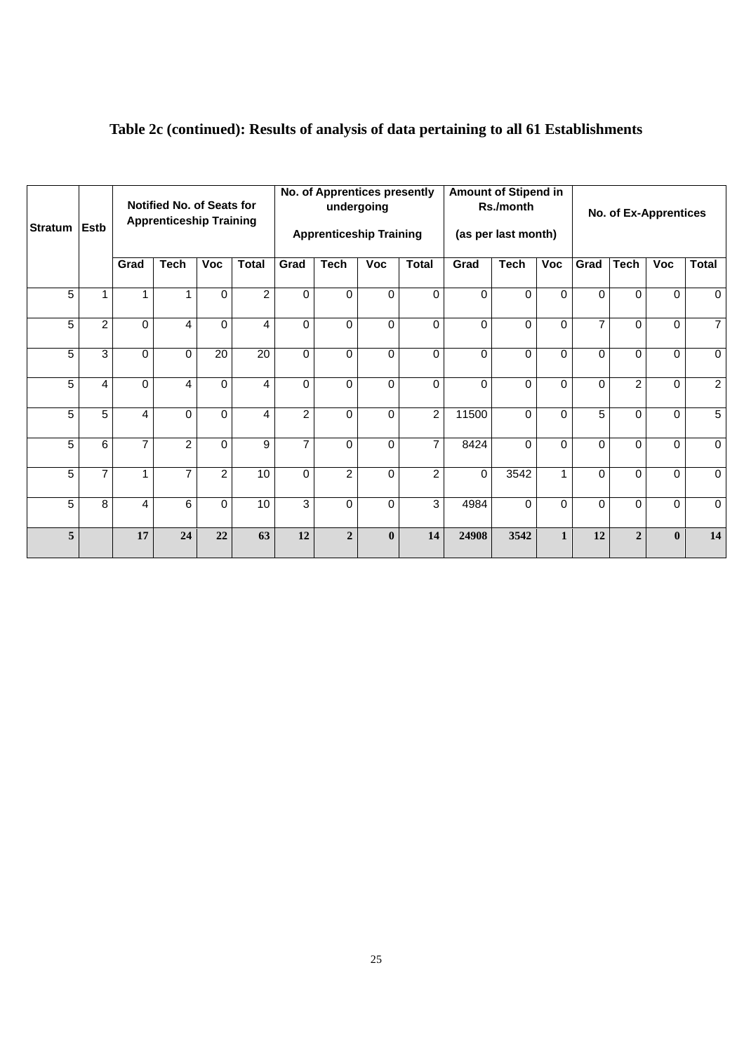### Table 2c (continued): Results of analysis of data pertaining to all 61 Establishments

| Stratum | Estb | Notified No. of Seats for Apprenticeship Training | | | | No. of Apprentices presently undergoing Apprenticeship Training | | | | Amount of Stipend in Rs./month (as per last month) | | | No. of Ex-Apprentices | | | |
|---|---|---|---|---|---|---|---|---|---|---|---|---|---|---|---|---|
| | | Grad | Tech | Voc | Total | Grad | Tech | Voc | Total | Grad | Tech | Voc | Grad | Tech | Voc | Total |
| 5 | 1 | 1 | 1 | 0 | 2 | 0 | 0 | 0 | 0 | 0 | 0 | 0 | 0 | 0 | 0 | 0 |
| 5 | 2 | 0 | 4 | 0 | 4 | 0 | 0 | 0 | 0 | 0 | 0 | 0 | 7 | 0 | 0 | 7 |
| 5 | 3 | 0 | 0 | 20 | 20 | 0 | 0 | 0 | 0 | 0 | 0 | 0 | 0 | 0 | 0 | 0 |
| 5 | 4 | 0 | 4 | 0 | 4 | 0 | 0 | 0 | 0 | 0 | 0 | 0 | 0 | 2 | 0 | 2 |
| 5 | 5 | 4 | 0 | 0 | 4 | 2 | 0 | 0 | 2 | 11500 | 0 | 0 | 5 | 0 | 0 | 5 |
| 5 | 6 | 7 | 2 | 0 | 9 | 7 | 0 | 0 | 7 | 8424 | 0 | 0 | 0 | 0 | 0 | 0 |
| 5 | 7 | 1 | 7 | 2 | 10 | 0 | 2 | 0 | 2 | 0 | 3542 | 1 | 0 | 0 | 0 | 0 |
| 5 | 8 | 4 | 6 | 0 | 10 | 3 | 0 | 0 | 3 | 4984 | 0 | 0 | 0 | 0 | 0 | 0 |
| **5** | | **17** | **24** | **22** | **63** | **12** | **2** | **0** | **14** | **24908** | **3542** | **1** | **12** | **2** | **0** | **14** |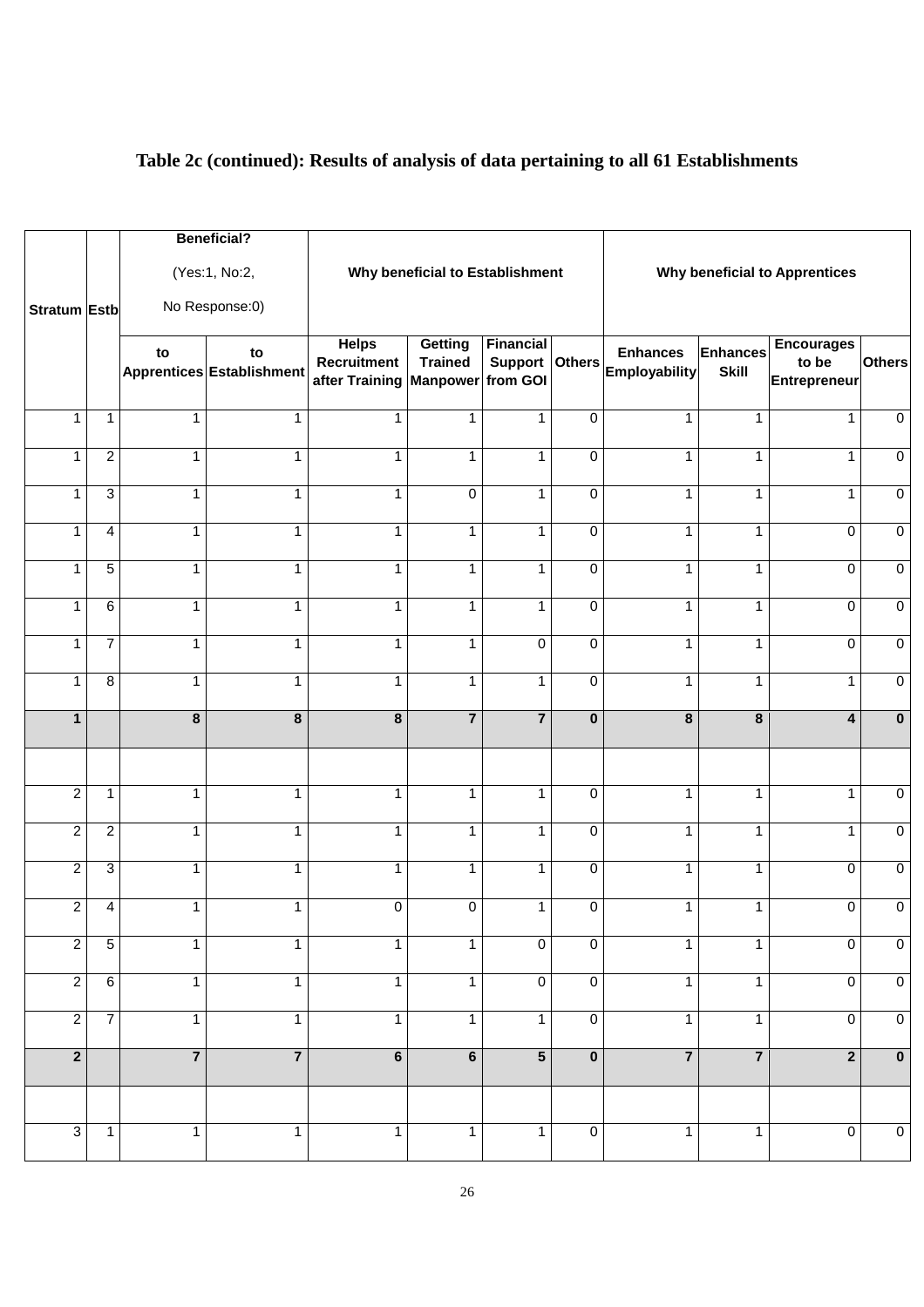**Table 2c (continued): Results of analysis of data pertaining to all 61 Establishments**

| Stratum | Estb | Beneficial? (Yes:1, No:2, No Response:0) | | Why beneficial to Establishment | | | | Why beneficial to Apprentices | | | |
|---|---|---|---|---|---|---|---|---|---|---|---|
| | | to Apprentices | to Establishment | Helps Recruitment after Training | Getting Trained Manpower | Financial Support from GOI | Others | Enhances Employability | Enhances Skill | Encourages to be Entrepreneur | Others |
| 1 | 1 | 1 | 1 | 1 | 1 | 1 | 0 | 1 | 1 | 1 | 0 |
| 1 | 2 | 1 | 1 | 1 | 1 | 1 | 0 | 1 | 1 | 1 | 0 |
| 1 | 3 | 1 | 1 | 1 | 0 | 1 | 0 | 1 | 1 | 1 | 0 |
| 1 | 4 | 1 | 1 | 1 | 1 | 1 | 0 | 1 | 1 | 0 | 0 |
| 1 | 5 | 1 | 1 | 1 | 1 | 1 | 0 | 1 | 1 | 0 | 0 |
| 1 | 6 | 1 | 1 | 1 | 1 | 1 | 0 | 1 | 1 | 0 | 0 |
| 1 | 7 | 1 | 1 | 1 | 1 | 0 | 0 | 1 | 1 | 0 | 0 |
| 1 | 8 | 1 | 1 | 1 | 1 | 1 | 0 | 1 | 1 | 1 | 0 |
| **1** | | **8** | **8** | **8** | **7** | **7** | **0** | **8** | **8** | **4** | **0** |
| | | | | | | | | | | | |
| 2 | 1 | 1 | 1 | 1 | 1 | 1 | 0 | 1 | 1 | 1 | 0 |
| 2 | 2 | 1 | 1 | 1 | 1 | 1 | 0 | 1 | 1 | 1 | 0 |
| 2 | 3 | 1 | 1 | 1 | 1 | 1 | 0 | 1 | 1 | 0 | 0 |
| 2 | 4 | 1 | 1 | 0 | 0 | 1 | 0 | 1 | 1 | 0 | 0 |
| 2 | 5 | 1 | 1 | 1 | 1 | 0 | 0 | 1 | 1 | 0 | 0 |
| 2 | 6 | 1 | 1 | 1 | 1 | 0 | 0 | 1 | 1 | 0 | 0 |
| 2 | 7 | 1 | 1 | 1 | 1 | 1 | 0 | 1 | 1 | 0 | 0 |
| **2** | | **7** | **7** | **6** | **6** | **5** | **0** | **7** | **7** | **2** | **0** |
| | | | | | | | | | | | |
| 3 | 1 | 1 | 1 | 1 | 1 | 1 | 0 | 1 | 1 | 0 | 0 |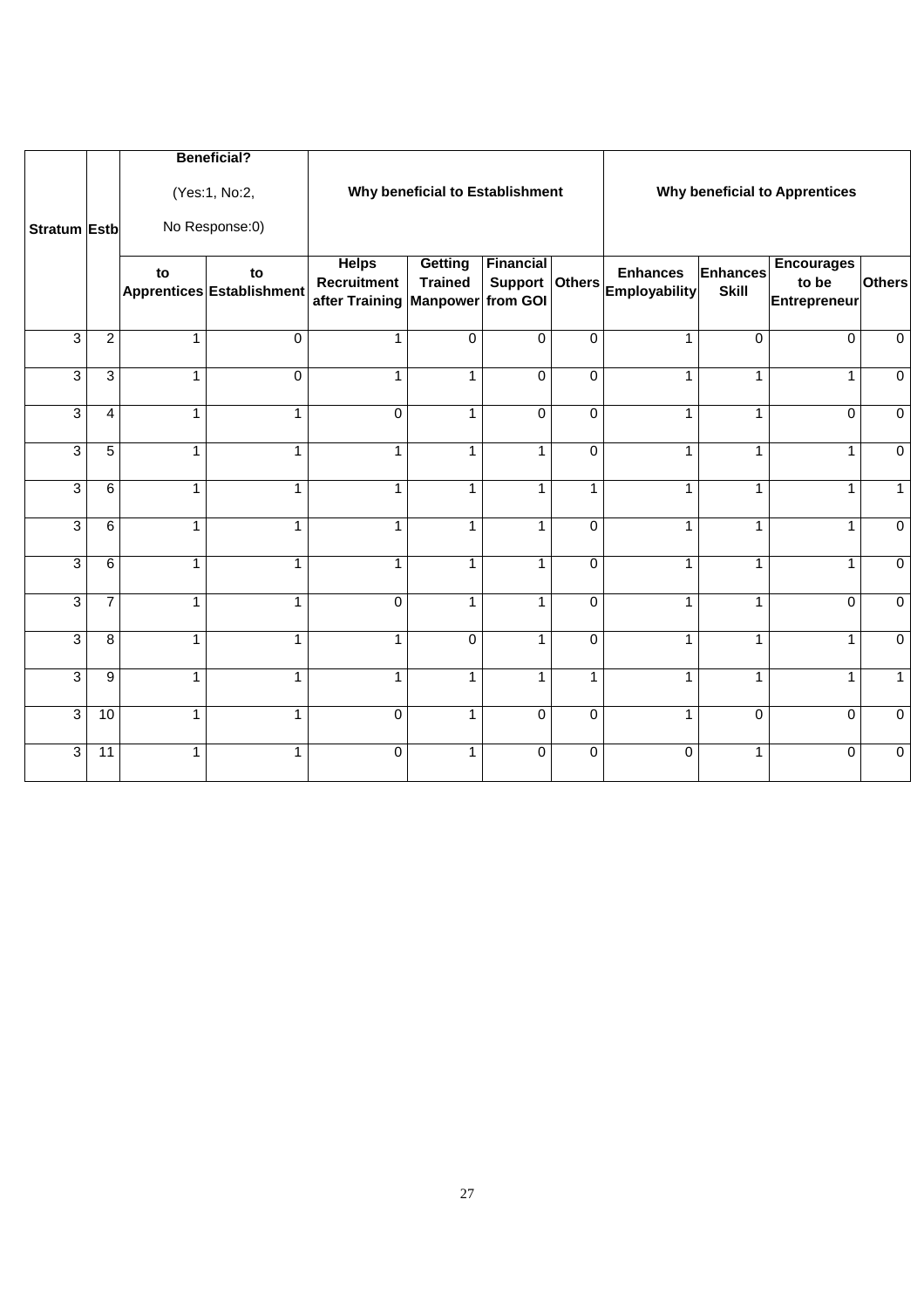| Stratum | Estb | Beneficial? (Yes:1, No:2, No Response:0) | | Why beneficial to Establishment | | | | Why beneficial to Apprentices | | | |
|---|---|---|---|---|---|---|---|---|---|---|---|
| | | to Apprentices | to Establishment | Helps Recruitment after Training | Getting Trained Manpower | Financial Support from GOI | Others | Enhances Employability | Enhances Skill | Encourages to be Entrepreneur | Others |
| 3 | 2 | 1 | 0 | 1 | 0 | 0 | 0 | 1 | 0 | 0 | 0 |
| 3 | 3 | 1 | 0 | 1 | 1 | 0 | 0 | 1 | 1 | 1 | 0 |
| 3 | 4 | 1 | 1 | 0 | 1 | 0 | 0 | 1 | 1 | 0 | 0 |
| 3 | 5 | 1 | 1 | 1 | 1 | 1 | 0 | 1 | 1 | 1 | 0 |
| 3 | 6 | 1 | 1 | 1 | 1 | 1 | 1 | 1 | 1 | 1 | 1 |
| 3 | 6 | 1 | 1 | 1 | 1 | 1 | 0 | 1 | 1 | 1 | 0 |
| 3 | 6 | 1 | 1 | 1 | 1 | 1 | 0 | 1 | 1 | 1 | 0 |
| 3 | 7 | 1 | 1 | 0 | 1 | 1 | 0 | 1 | 1 | 0 | 0 |
| 3 | 8 | 1 | 1 | 1 | 0 | 1 | 0 | 1 | 1 | 1 | 0 |
| 3 | 9 | 1 | 1 | 1 | 1 | 1 | 1 | 1 | 1 | 1 | 1 |
| 3 | 10 | 1 | 1 | 0 | 1 | 0 | 0 | 1 | 0 | 0 | 0 |
| 3 | 11 | 1 | 1 | 0 | 1 | 0 | 0 | 0 | 1 | 0 | 0 |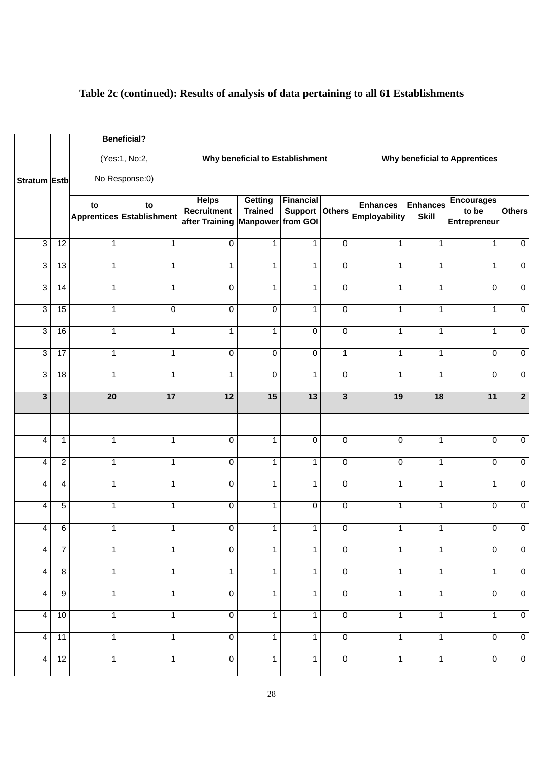## Table 2c (continued): Results of analysis of data pertaining to all 61 Establishments

| Stratum | Estb | Beneficial? (Yes:1, No:2, No Response:0) | | Why beneficial to Establishment | | | | Why beneficial to Apprentices | | | |
|---|---|---|---|---|---|---|---|---|---|---|---|
| | | to Apprentices | to Establishment | Helps Recruitment after Training | Getting Trained Manpower | Financial Support from GOI | Others | Enhances Employability | Enhances Skill | Encourages to be Entrepreneur | Others |
| 3 | 12 | 1 | 1 | 0 | 1 | 1 | 0 | 1 | 1 | 1 | 0 |
| 3 | 13 | 1 | 1 | 1 | 1 | 1 | 0 | 1 | 1 | 1 | 0 |
| 3 | 14 | 1 | 1 | 0 | 1 | 1 | 0 | 1 | 1 | 0 | 0 |
| 3 | 15 | 1 | 0 | 0 | 0 | 1 | 0 | 1 | 1 | 1 | 0 |
| 3 | 16 | 1 | 1 | 1 | 1 | 0 | 0 | 1 | 1 | 1 | 0 |
| 3 | 17 | 1 | 1 | 0 | 0 | 0 | 1 | 1 | 1 | 0 | 0 |
| 3 | 18 | 1 | 1 | 1 | 0 | 1 | 0 | 1 | 1 | 0 | 0 |
| **3** | | **20** | **17** | **12** | **15** | **13** | **3** | **19** | **18** | **11** | **2** |
| | | | | | | | | | | | |
| 4 | 1 | 1 | 1 | 0 | 1 | 0 | 0 | 0 | 1 | 0 | 0 |
| 4 | 2 | 1 | 1 | 0 | 1 | 1 | 0 | 0 | 1 | 0 | 0 |
| 4 | 4 | 1 | 1 | 0 | 1 | 1 | 0 | 1 | 1 | 1 | 0 |
| 4 | 5 | 1 | 1 | 0 | 1 | 0 | 0 | 1 | 1 | 0 | 0 |
| 4 | 6 | 1 | 1 | 0 | 1 | 1 | 0 | 1 | 1 | 0 | 0 |
| 4 | 7 | 1 | 1 | 0 | 1 | 1 | 0 | 1 | 1 | 0 | 0 |
| 4 | 8 | 1 | 1 | 1 | 1 | 1 | 0 | 1 | 1 | 1 | 0 |
| 4 | 9 | 1 | 1 | 0 | 1 | 1 | 0 | 1 | 1 | 0 | 0 |
| 4 | 10 | 1 | 1 | 0 | 1 | 1 | 0 | 1 | 1 | 1 | 0 |
| 4 | 11 | 1 | 1 | 0 | 1 | 1 | 0 | 1 | 1 | 0 | 0 |
| 4 | 12 | 1 | 1 | 0 | 1 | 1 | 0 | 1 | 1 | 0 | 0 |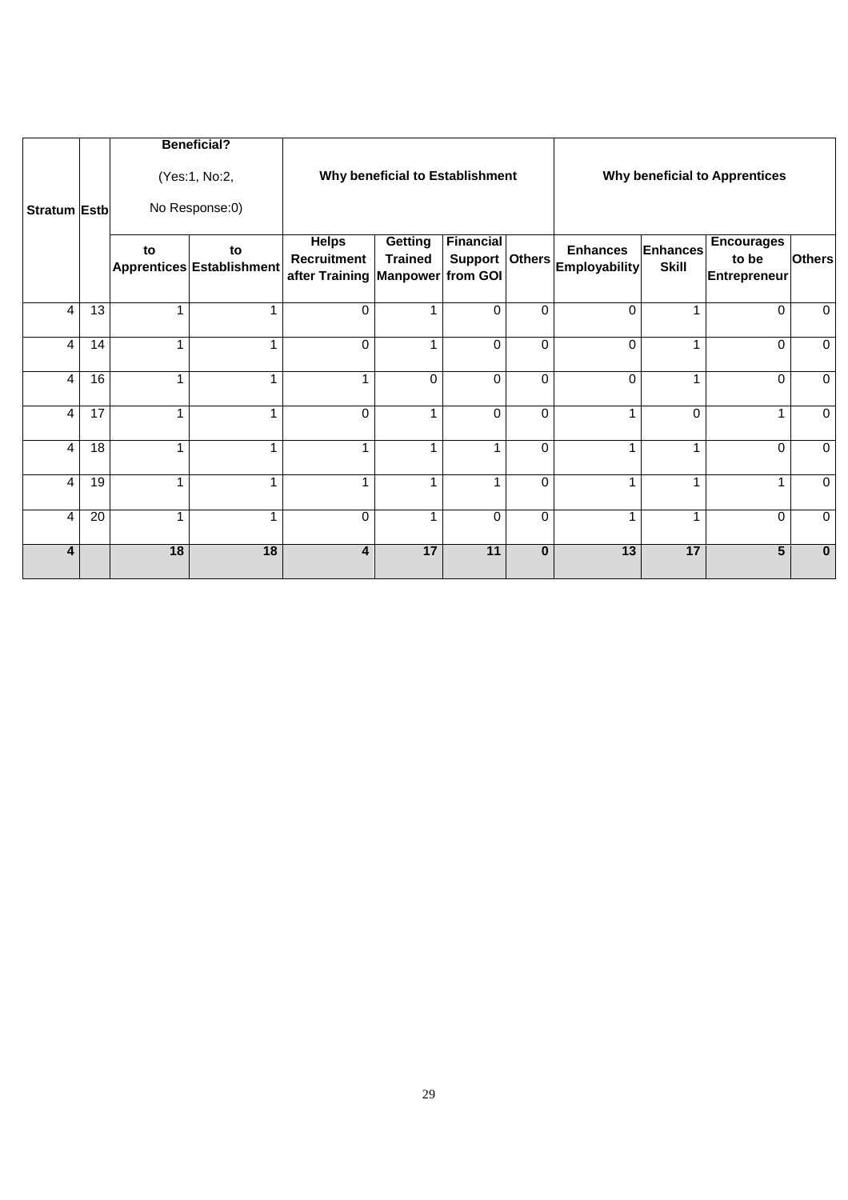| Stratum | Estb | Beneficial? (Yes:1, No:2, No Response:0) | | Why beneficial to Establishment | | | | Why beneficial to Apprentices | | | |
|---|---|---|---|---|---|---|---|---|---|---|---|
| | | to Apprentices | to Establishment | Helps Recruitment after Training | Getting Trained Manpower | Financial Support from GOI | Others | Enhances Employability | Enhances Skill | Encourages to be Entrepreneur | Others |
| 4 | 13 | 1 | 1 | 0 | 1 | 0 | 0 | 0 | 1 | 0 | 0 |
| 4 | 14 | 1 | 1 | 0 | 1 | 0 | 0 | 0 | 1 | 0 | 0 |
| 4 | 16 | 1 | 1 | 1 | 0 | 0 | 0 | 0 | 1 | 0 | 0 |
| 4 | 17 | 1 | 1 | 0 | 1 | 0 | 0 | 1 | 0 | 1 | 0 |
| 4 | 18 | 1 | 1 | 1 | 1 | 1 | 0 | 1 | 1 | 0 | 0 |
| 4 | 19 | 1 | 1 | 1 | 1 | 1 | 0 | 1 | 1 | 1 | 0 |
| 4 | 20 | 1 | 1 | 0 | 1 | 0 | 0 | 1 | 1 | 0 | 0 |
| **4** | | **18** | **18** | **4** | **17** | **11** | **0** | **13** | **17** | **5** | **0** |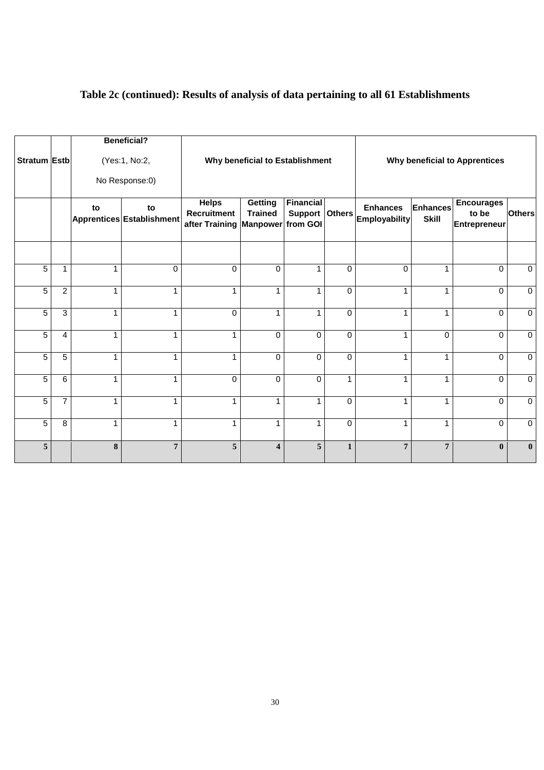### Table 2c (continued): Results of analysis of data pertaining to all 61 Establishments

| Stratum | Estb | Beneficial? (Yes:1, No:2, No Response:0) | | Why beneficial to Establishment | | | | Why beneficial to Apprentices | | | |
|---|---|---|---|---|---|---|---|---|---|---|---|
| | | to Apprentices | to Establishment | Helps Recruitment after Training | Getting Trained Manpower | Financial Support from GOI | Others | Enhances Employability | Enhances Skill | Encourages to be Entrepreneur | Others |
| | | | | | | | | | | | |
| 5 | 1 | 1 | 0 | 0 | 0 | 1 | 0 | 0 | 1 | 0 | 0 |
| 5 | 2 | 1 | 1 | 1 | 1 | 1 | 0 | 1 | 1 | 0 | 0 |
| 5 | 3 | 1 | 1 | 0 | 1 | 1 | 0 | 1 | 1 | 0 | 0 |
| 5 | 4 | 1 | 1 | 1 | 0 | 0 | 0 | 1 | 0 | 0 | 0 |
| 5 | 5 | 1 | 1 | 1 | 0 | 0 | 0 | 1 | 1 | 0 | 0 |
| 5 | 6 | 1 | 1 | 0 | 0 | 0 | 1 | 1 | 1 | 0 | 0 |
| 5 | 7 | 1 | 1 | 1 | 1 | 1 | 0 | 1 | 1 | 0 | 0 |
| 5 | 8 | 1 | 1 | 1 | 1 | 1 | 0 | 1 | 1 | 0 | 0 |
| **5** | | **8** | **7** | **5** | **4** | **5** | **1** | **7** | **7** | **0** | **0** |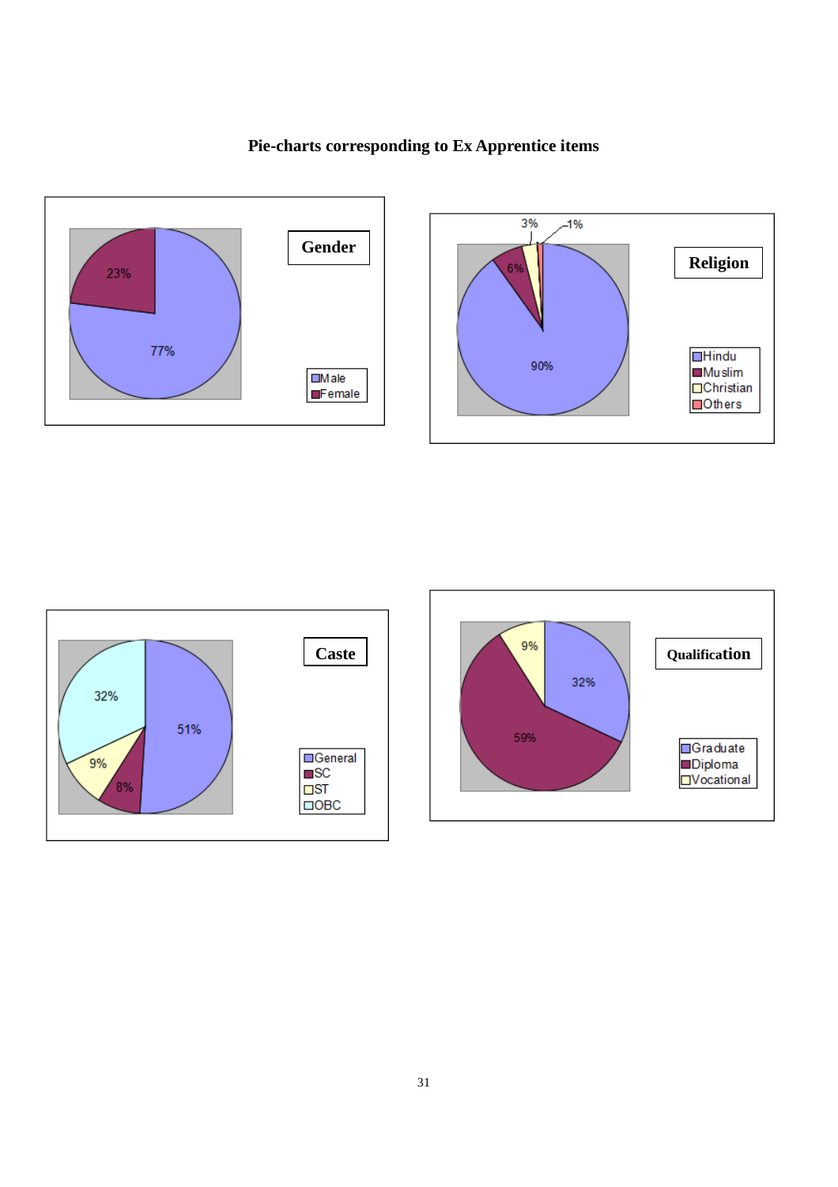## Pie-charts corresponding to Ex Apprentice items

**Gender**

| Category | Percentage |
| --- | --- |
| Male | 77% |
| Female | 23% |

**Religion**

| Category | Percentage |
| --- | --- |
| Hindu | 90% |
| Muslim | 6% |
| Christian | 3% |
| Others | 1% |

**Caste**

| Category | Percentage |
| --- | --- |
| General | 51% |
| SC | 8% |
| ST | 9% |
| OBC | 32% |

**Qualification**

| Category | Percentage |
| --- | --- |
| Graduate | 32% |
| Diploma | 59% |
| Vocational | 9% |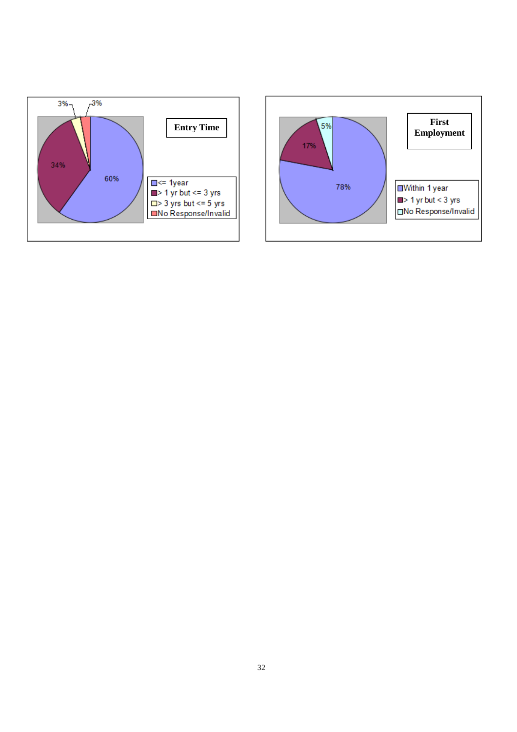**Entry Time**

| Category | Percentage |
| --- | --- |
| <= 1year | 60% |
| > 1 yr but <= 3 yrs | 34% |
| > 3 yrs but <= 5 yrs | 3% |
| No Response/Invalid | 3% |

**First Employment**

| Category | Percentage |
| --- | --- |
| Within 1 year | 78% |
| > 1 yr but < 3 yrs | 17% |
| No Response/Invalid | 5% |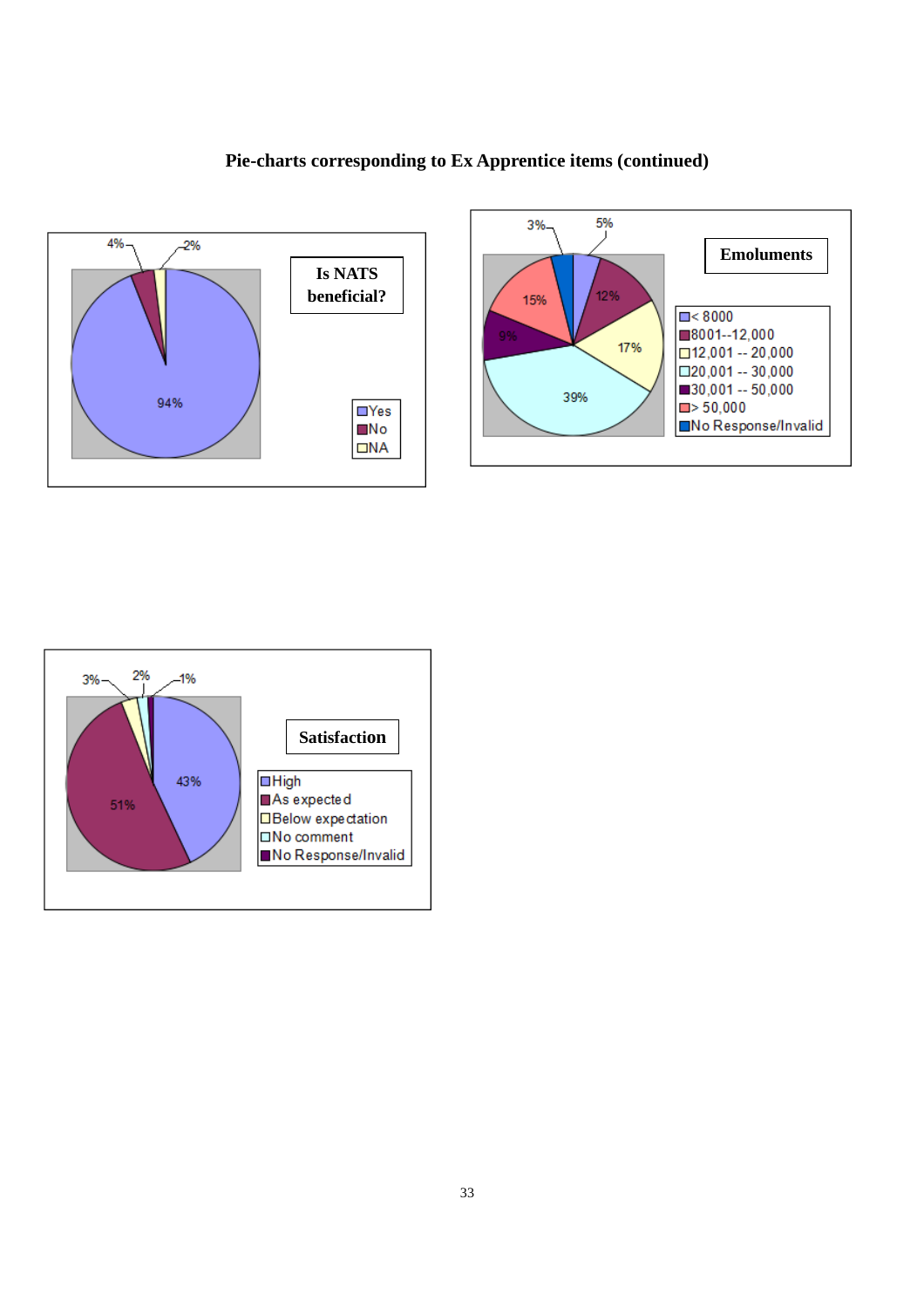**Pie-charts corresponding to Ex Apprentice items (continued)**

**Is NATS beneficial?**

| Response | Percentage |
|---|---|
| Yes | 94% |
| No | 4% |
| NA | 2% |

**Emoluments**

| Range | Percentage |
|---|---|
| < 8000 | 5% |
| 8001--12,000 | 12% |
| 12,001 -- 20,000 | 17% |
| 20,001 -- 30,000 | 39% |
| 30,001 -- 50,000 | 9% |
| > 50,000 | 15% |
| No Response/Invalid | 3% |

**Satisfaction**

| Response | Percentage |
|---|---|
| High | 43% |
| As expected | 51% |
| Below expectation | 3% |
| No comment | 2% |
| No Response/Invalid | 1% |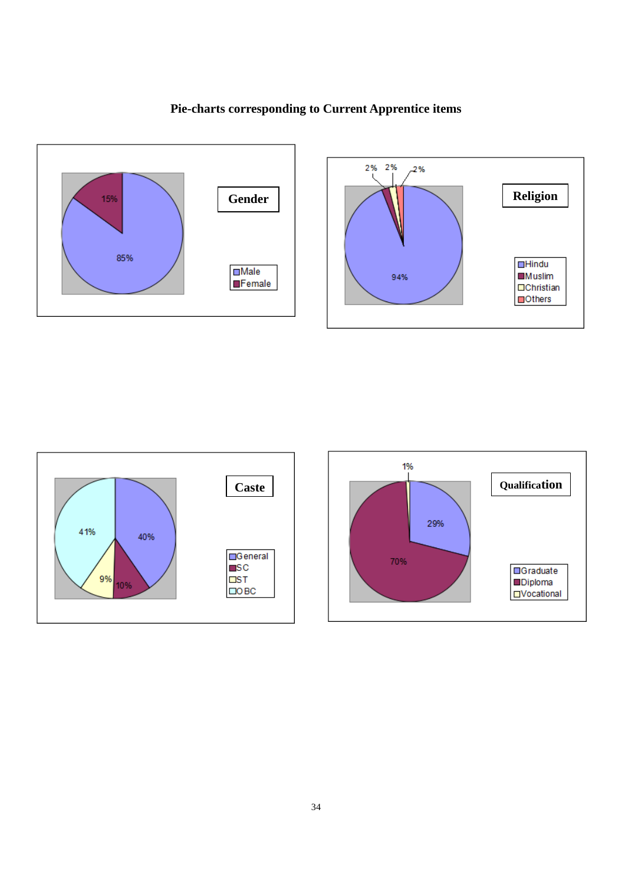**Pie-charts corresponding to Current Apprentice items**

**Gender**

- Male: 85%
- Female: 15%

**Religion**

- Hindu: 94%
- Muslim: 2%
- Christian: 2%
- Others: 2%

**Caste**

- General: 40%
- SC: 10%
- ST: 9%
- OBC: 41%

**Qualification**

- Graduate: 29%
- Diploma: 70%
- Vocational: 1%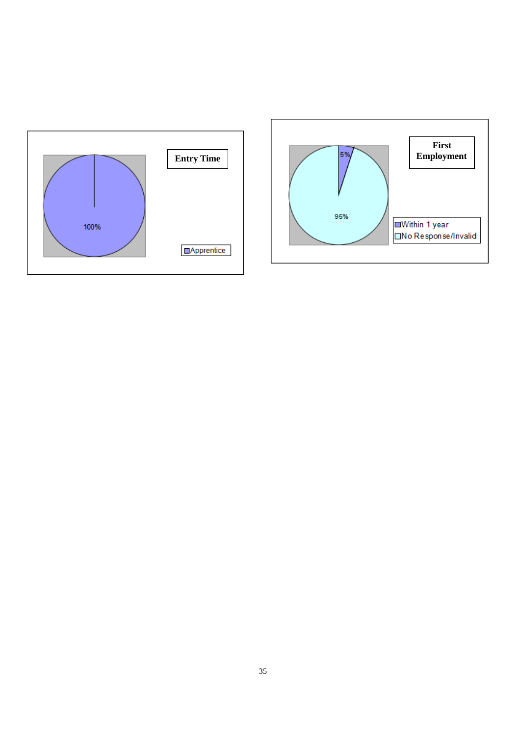**Entry Time**

- Apprentice: 100%

**First Employment**

- Within 1 year: 5%
- No Response/Invalid: 95%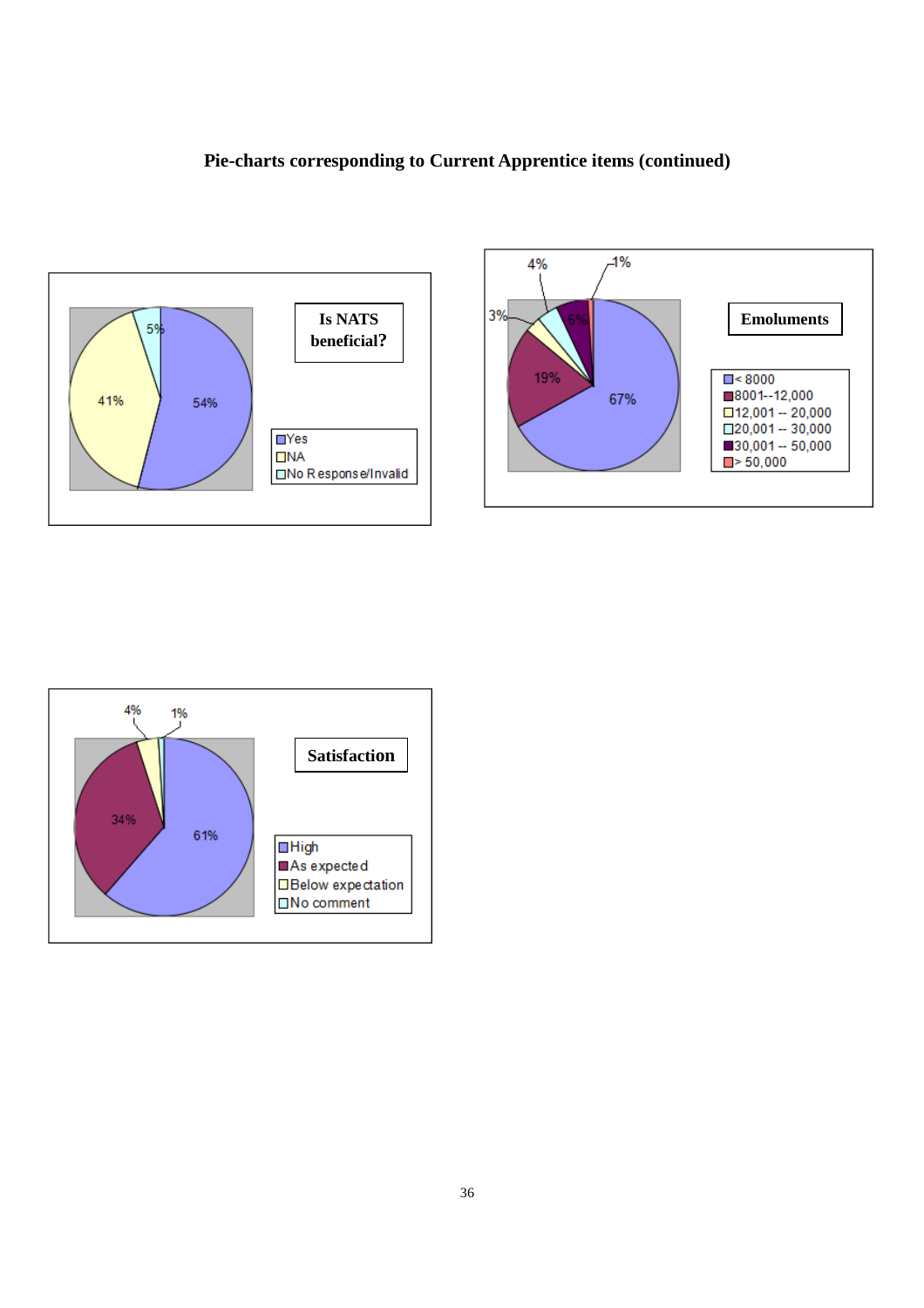**Pie-charts corresponding to Current Apprentice items (continued)**

Is NATS beneficial?

5%
41%
54%

Yes
NA
No Response/Invalid

Emoluments

4%
1%
3%
6%
19%
67%

< 8000
8001--12,000
12,001 -- 20,000
20,001 -- 30,000
30,001 -- 50,000
> 50,000

Satisfaction

4%
1%
34%
61%

High
As expected
Below expectation
No comment